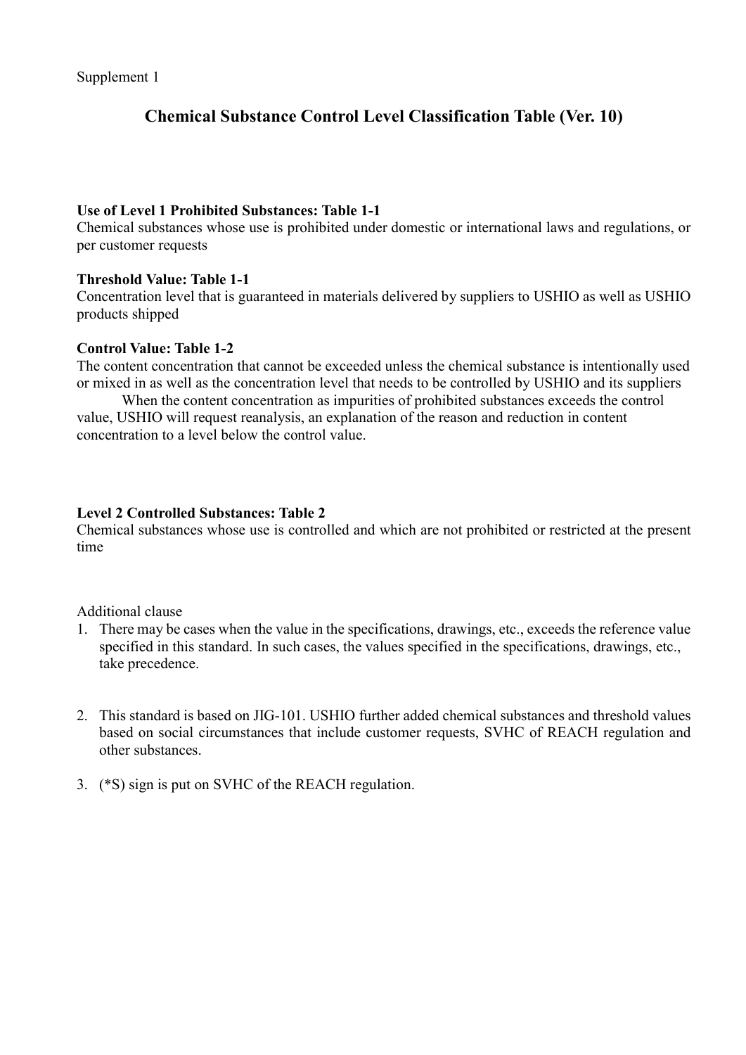Supplement 1

# Chemical Substance Control Level Classification Table (Ver. 10)

**Use of Level 1 Prohibited Substances: Table 1-1**
Chemical substances whose use is prohibited under domestic or international laws and regulations, or per customer requests

**Threshold Value: Table 1-1**
Concentration level that is guaranteed in materials delivered by suppliers to USHIO as well as USHIO products shipped

**Control Value: Table 1-2**
The content concentration that cannot be exceeded unless the chemical substance is intentionally used or mixed in as well as the concentration level that needs to be controlled by USHIO and its suppliers

When the content concentration as impurities of prohibited substances exceeds the control value, USHIO will request reanalysis, an explanation of the reason and reduction in content concentration to a level below the control value.

**Level 2 Controlled Substances: Table 2**
Chemical substances whose use is controlled and which are not prohibited or restricted at the present time

Additional clause

1. There may be cases when the value in the specifications, drawings, etc., exceeds the reference value specified in this standard. In such cases, the values specified in the specifications, drawings, etc., take precedence.

2. This standard is based on JIG-101. USHIO further added chemical substances and threshold values based on social circumstances that include customer requests, SVHC of REACH regulation and other substances.

3. (*S) sign is put on SVHC of the REACH regulation.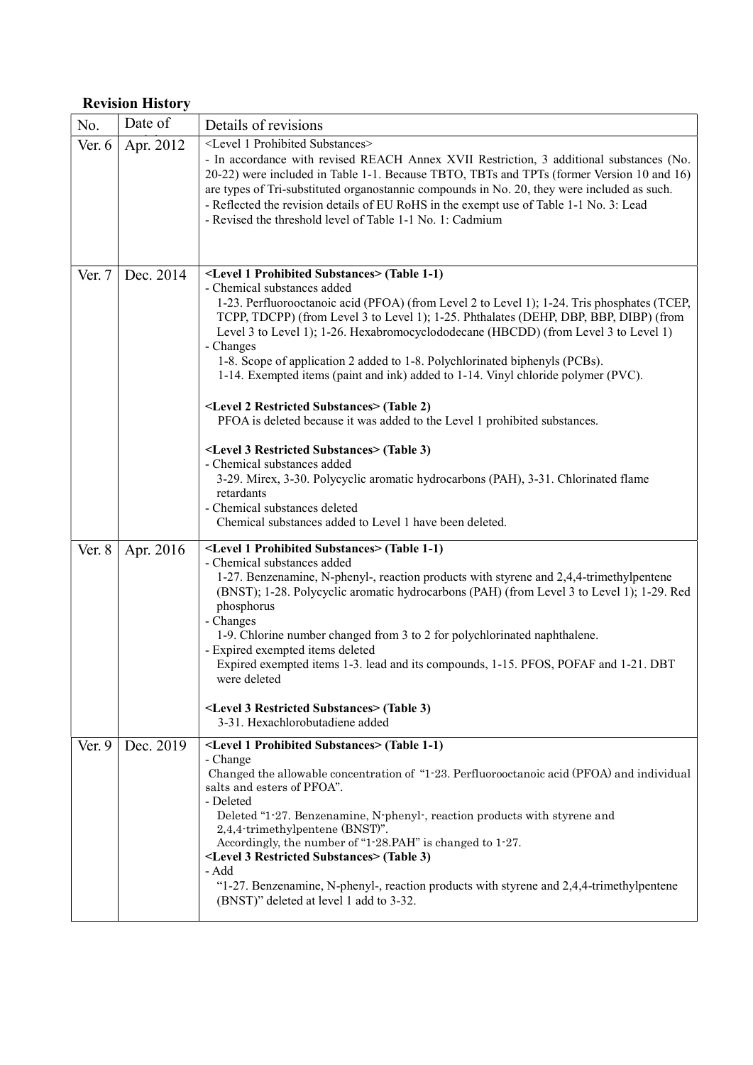## Revision History

| No. | Date of | Details of revisions |
|---|---|---|
| Ver. 6 | Apr. 2012 | <Level 1 Prohibited Substances><br>- In accordance with revised REACH Annex XVII Restriction, 3 additional substances (No. 20-22) were included in Table 1-1. Because TBTO, TBTs and TPTs (former Version 10 and 16) are types of Tri-substituted organostannic compounds in No. 20, they were included as such.<br>- Reflected the revision details of EU RoHS in the exempt use of Table 1-1 No. 3: Lead<br>- Revised the threshold level of Table 1-1 No. 1: Cadmium |
| Ver. 7 | Dec. 2014 | **<Level 1 Prohibited Substances> (Table 1-1)**<br>- Chemical substances added<br>1-23. Perfluorooctanoic acid (PFOA) (from Level 2 to Level 1); 1-24. Tris phosphates (TCEP, TCPP, TDCPP) (from Level 3 to Level 1); 1-25. Phthalates (DEHP, DBP, BBP, DIBP) (from Level 3 to Level 1); 1-26. Hexabromocyclododecane (HBCDD) (from Level 3 to Level 1)<br>- Changes<br>1-8. Scope of application 2 added to 1-8. Polychlorinated biphenyls (PCBs).<br>1-14. Exempted items (paint and ink) added to 1-14. Vinyl chloride polymer (PVC).<br><br>**<Level 2 Restricted Substances> (Table 2)**<br>PFOA is deleted because it was added to the Level 1 prohibited substances.<br><br>**<Level 3 Restricted Substances> (Table 3)**<br>- Chemical substances added<br>3-29. Mirex, 3-30. Polycyclic aromatic hydrocarbons (PAH), 3-31. Chlorinated flame retardants<br>- Chemical substances deleted<br>Chemical substances added to Level 1 have been deleted. |
| Ver. 8 | Apr. 2016 | **<Level 1 Prohibited Substances> (Table 1-1)**<br>- Chemical substances added<br>1-27. Benzenamine, N-phenyl-, reaction products with styrene and 2,4,4-trimethylpentene (BNST); 1-28. Polycyclic aromatic hydrocarbons (PAH) (from Level 3 to Level 1); 1-29. Red phosphorus<br>- Changes<br>1-9. Chlorine number changed from 3 to 2 for polychlorinated naphthalene.<br>- Expired exempted items deleted<br>Expired exempted items 1-3. lead and its compounds, 1-15. PFOS, POFAF and 1-21. DBT were deleted<br><br>**<Level 3 Restricted Substances> (Table 3)**<br>3-31. Hexachlorobutadiene added |
| Ver. 9 | Dec. 2019 | **<Level 1 Prohibited Substances> (Table 1-1)**<br>- Change<br>Changed the allowable concentration of "1-23. Perfluorooctanoic acid (PFOA) and individual salts and esters of PFOA".<br>- Deleted<br>Deleted "1-27. Benzenamine, N-phenyl-, reaction products with styrene and 2,4,4-trimethylpentene (BNST)".<br>Accordingly, the number of "1-28.PAH" is changed to 1-27.<br>**<Level 3 Restricted Substances> (Table 3)**<br>- Add<br>"1-27. Benzenamine, N-phenyl-, reaction products with styrene and 2,4,4-trimethylpentene (BNST)" deleted at level 1 add to 3-32. |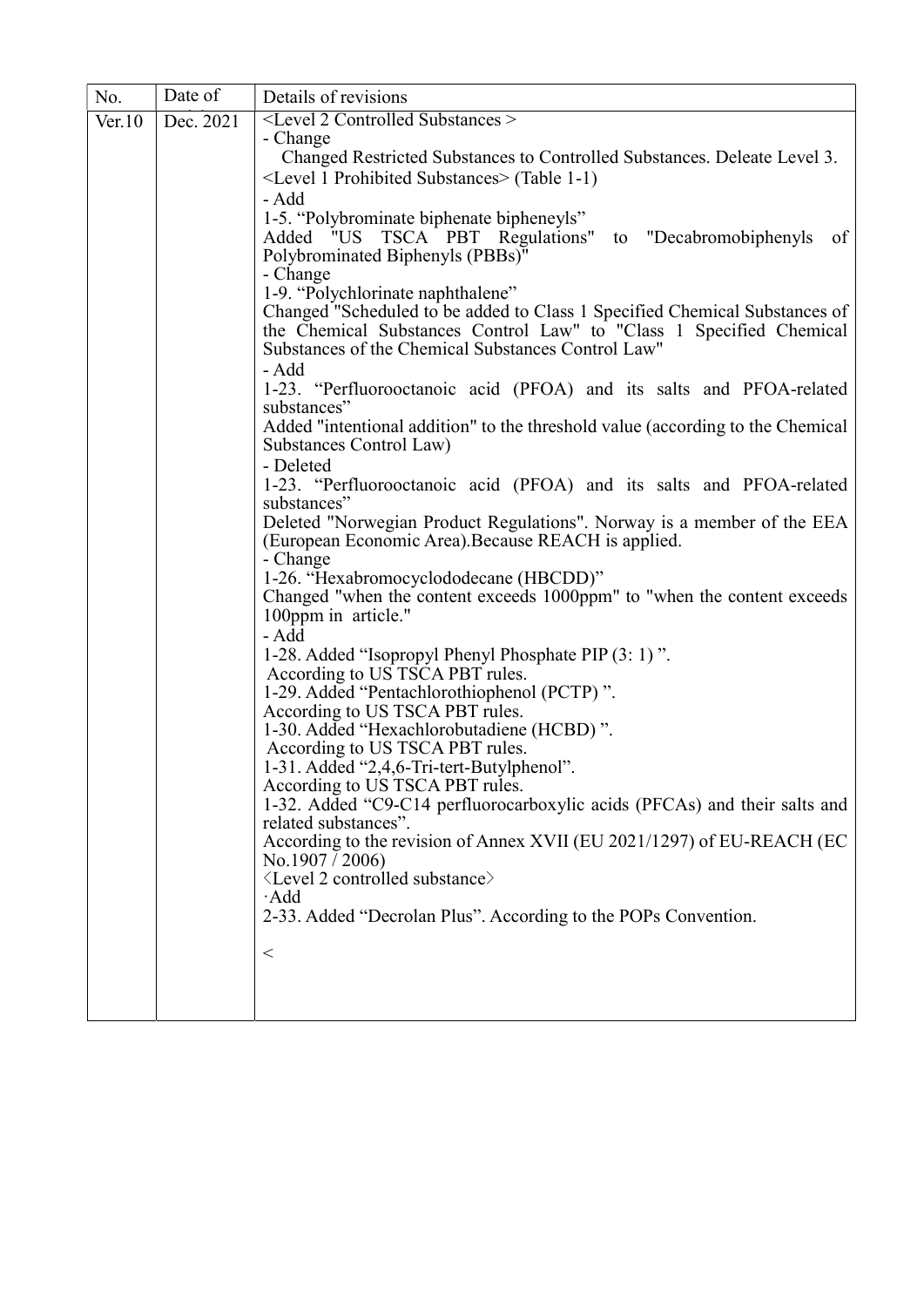| No. | Date of | Details of revisions |
|---|---|---|
| Ver.10 | Dec. 2021 | <Level 2 Controlled Substances ><br>- Change<br>Changed Restricted Substances to Controlled Substances. Deleate Level 3.<br><Level 1 Prohibited Substances> (Table 1-1)<br>- Add<br>1-5. "Polybrominate biphenate bipheneyls"<br>Added "US TSCA PBT Regulations" to "Decabromobiphenyls of Polybrominated Biphenyls (PBBs)"<br>- Change<br>1-9. "Polychlorinate naphthalene"<br>Changed "Scheduled to be added to Class 1 Specified Chemical Substances of the Chemical Substances Control Law" to "Class 1 Specified Chemical Substances of the Chemical Substances Control Law"<br>- Add<br>1-23. "Perfluorooctanoic acid (PFOA) and its salts and PFOA-related substances"<br>Added "intentional addition" to the threshold value (according to the Chemical Substances Control Law)<br>- Deleted<br>1-23. "Perfluorooctanoic acid (PFOA) and its salts and PFOA-related substances"<br>Deleted "Norwegian Product Regulations". Norway is a member of the EEA (European Economic Area).Because REACH is applied.<br>- Change<br>1-26. "Hexabromocyclododecane (HBCDD)"<br>Changed "when the content exceeds 1000ppm" to "when the content exceeds 100ppm in article."<br>- Add<br>1-28. Added "Isopropyl Phenyl Phosphate PIP (3: 1) ".<br>According to US TSCA PBT rules.<br>1-29. Added "Pentachlorothiophenol (PCTP) ".<br>According to US TSCA PBT rules.<br>1-30. Added "Hexachlorobutadiene (HCBD) ".<br>According to US TSCA PBT rules.<br>1-31. Added "2,4,6-Tri-tert-Butylphenol".<br>According to US TSCA PBT rules.<br>1-32. Added "C9-C14 perfluorocarboxylic acids (PFCAs) and their salts and related substances".<br>According to the revision of Annex XVII (EU 2021/1297) of EU-REACH (EC No.1907 / 2006)<br>〈Level 2 controlled substance〉<br>·Add<br>2-33. Added "Decrolan Plus". According to the POPs Convention.<br><br>< |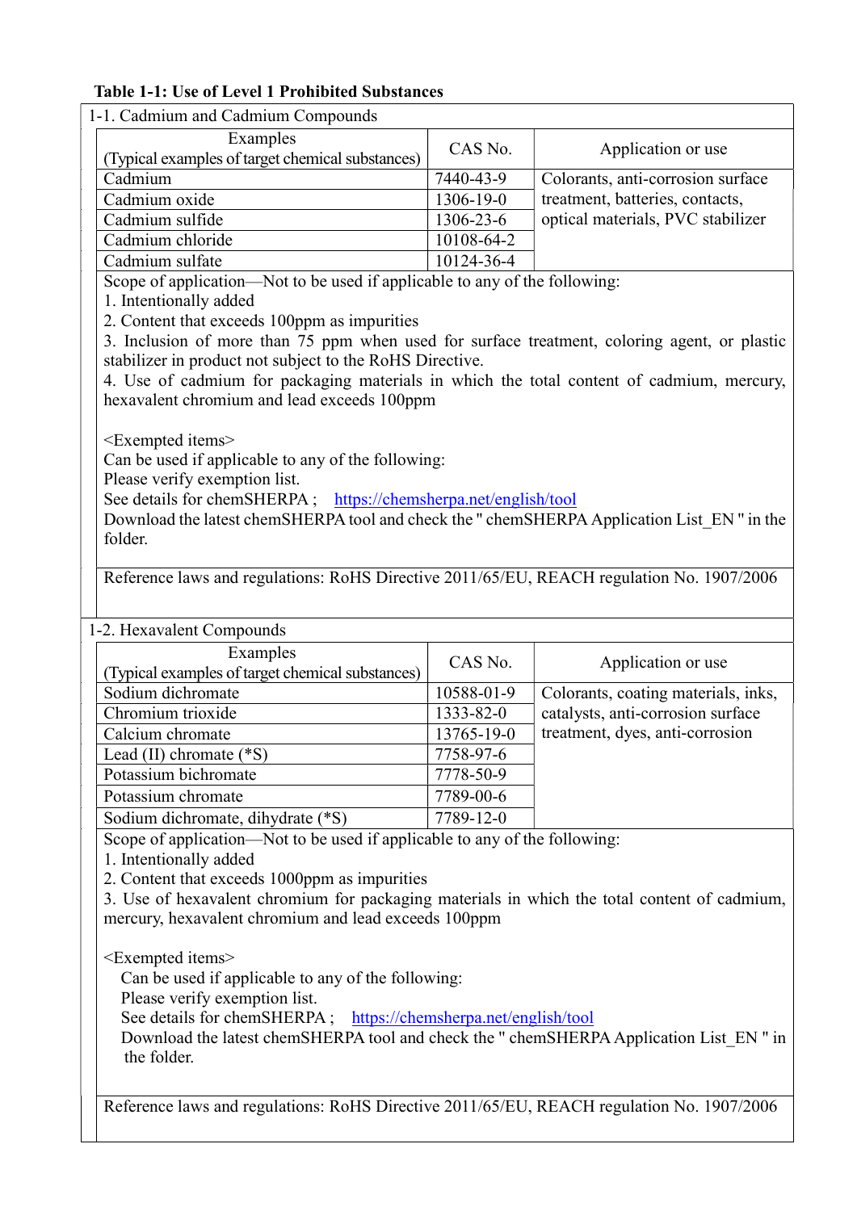**Table 1-1: Use of Level 1 Prohibited Substances**

1-1. Cadmium and Cadmium Compounds

| Examples (Typical examples of target chemical substances) | CAS No. | Application or use |
|---|---|---|
| Cadmium | 7440-43-9 | Colorants, anti-corrosion surface treatment, batteries, contacts, optical materials, PVC stabilizer |
| Cadmium oxide | 1306-19-0 | |
| Cadmium sulfide | 1306-23-6 | |
| Cadmium chloride | 10108-64-2 | |
| Cadmium sulfate | 10124-36-4 | |

Scope of application—Not to be used if applicable to any of the following:

1. Intentionally added
2. Content that exceeds 100ppm as impurities
3. Inclusion of more than 75 ppm when used for surface treatment, coloring agent, or plastic stabilizer in product not subject to the RoHS Directive.
4. Use of cadmium for packaging materials in which the total content of cadmium, mercury, hexavalent chromium and lead exceeds 100ppm

<Exempted items>

Can be used if applicable to any of the following:

Please verify exemption list.

See details for chemSHERPA ; https://chemsherpa.net/english/tool

Download the latest chemSHERPA tool and check the " chemSHERPA Application List_EN " in the folder.

Reference laws and regulations: RoHS Directive 2011/65/EU, REACH regulation No. 1907/2006

1-2. Hexavalent Compounds

| Examples (Typical examples of target chemical substances) | CAS No. | Application or use |
|---|---|---|
| Sodium dichromate | 10588-01-9 | Colorants, coating materials, inks, catalysts, anti-corrosion surface treatment, dyes, anti-corrosion |
| Chromium trioxide | 1333-82-0 | |
| Calcium chromate | 13765-19-0 | |
| Lead (II) chromate (*S) | 7758-97-6 | |
| Potassium bichromate | 7778-50-9 | |
| Potassium chromate | 7789-00-6 | |
| Sodium dichromate, dihydrate (*S) | 7789-12-0 | |

Scope of application—Not to be used if applicable to any of the following:

1. Intentionally added
2. Content that exceeds 1000ppm as impurities
3. Use of hexavalent chromium for packaging materials in which the total content of cadmium, mercury, hexavalent chromium and lead exceeds 100ppm

<Exempted items>

Can be used if applicable to any of the following:

Please verify exemption list.

See details for chemSHERPA ; https://chemsherpa.net/english/tool

Download the latest chemSHERPA tool and check the " chemSHERPA Application List_EN " in the folder.

Reference laws and regulations: RoHS Directive 2011/65/EU, REACH regulation No. 1907/2006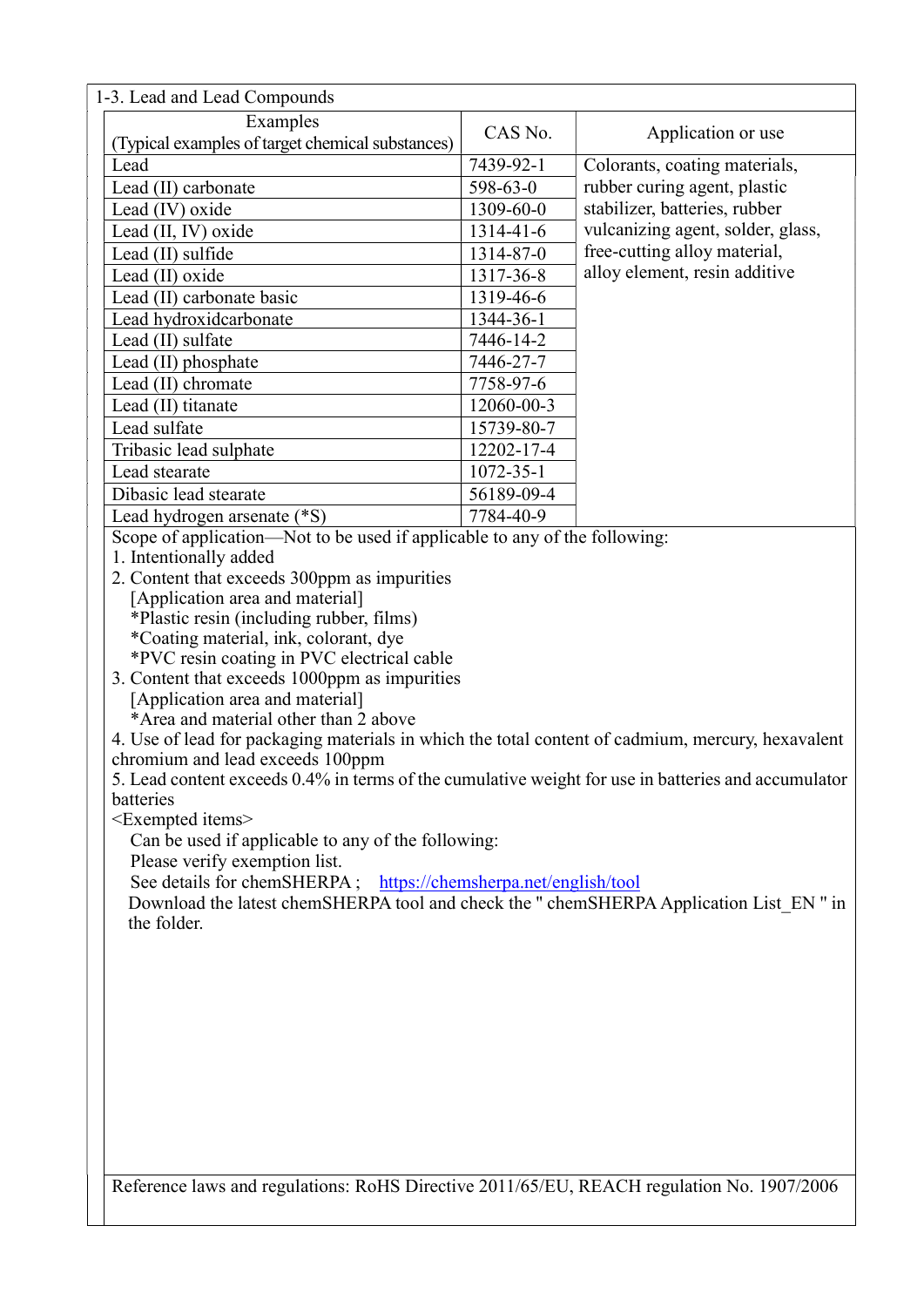## 1-3. Lead and Lead Compounds

| Examples (Typical examples of target chemical substances) | CAS No. | Application or use |
|---|---|---|
| Lead | 7439-92-1 | Colorants, coating materials, rubber curing agent, plastic stabilizer, batteries, rubber vulcanizing agent, solder, glass, free-cutting alloy material, alloy element, resin additive |
| Lead (II) carbonate | 598-63-0 | |
| Lead (IV) oxide | 1309-60-0 | |
| Lead (II, IV) oxide | 1314-41-6 | |
| Lead (II) sulfide | 1314-87-0 | |
| Lead (II) oxide | 1317-36-8 | |
| Lead (II) carbonate basic | 1319-46-6 | |
| Lead hydroxidcarbonate | 1344-36-1 | |
| Lead (II) sulfate | 7446-14-2 | |
| Lead (II) phosphate | 7446-27-7 | |
| Lead (II) chromate | 7758-97-6 | |
| Lead (II) titanate | 12060-00-3 | |
| Lead sulfate | 15739-80-7 | |
| Tribasic lead sulphate | 12202-17-4 | |
| Lead stearate | 1072-35-1 | |
| Dibasic lead stearate | 56189-09-4 | |
| Lead hydrogen arsenate (*S) | 7784-40-9 | |

Scope of application—Not to be used if applicable to any of the following:

1. Intentionally added
2. Content that exceeds 300ppm as impurities
   [Application area and material]
   *Plastic resin (including rubber, films)
   *Coating material, ink, colorant, dye
   *PVC resin coating in PVC electrical cable
3. Content that exceeds 1000ppm as impurities
   [Application area and material]
   *Area and material other than 2 above
4. Use of lead for packaging materials in which the total content of cadmium, mercury, hexavalent chromium and lead exceeds 100ppm
5. Lead content exceeds 0.4% in terms of the cumulative weight for use in batteries and accumulator batteries

<Exempted items>

Can be used if applicable to any of the following:
Please verify exemption list.
See details for chemSHERPA ; https://chemsherpa.net/english/tool
Download the latest chemSHERPA tool and check the " chemSHERPA Application List_EN " in the folder.

Reference laws and regulations: RoHS Directive 2011/65/EU, REACH regulation No. 1907/2006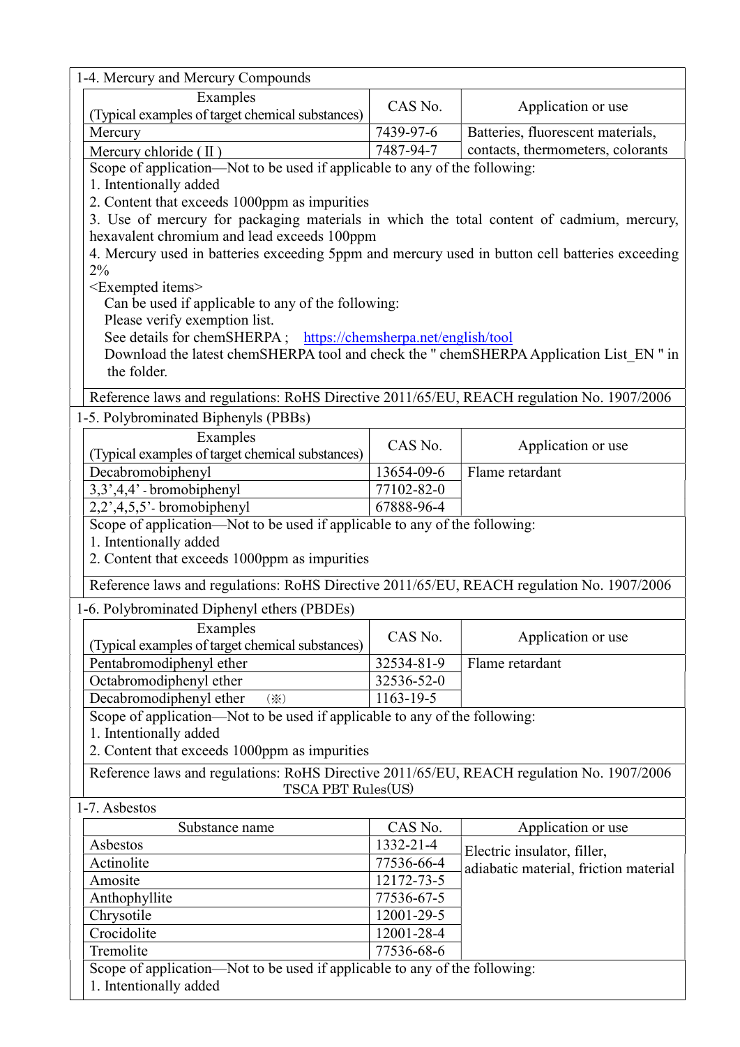### 1-4. Mercury and Mercury Compounds

| Examples (Typical examples of target chemical substances) | CAS No. | Application or use |
|---|---|---|
| Mercury | 7439-97-6 | Batteries, fluorescent materials, contacts, thermometers, colorants |
| Mercury chloride (Ⅱ) | 7487-94-7 | |

Scope of application—Not to be used if applicable to any of the following:

1. Intentionally added
2. Content that exceeds 1000ppm as impurities
3. Use of mercury for packaging materials in which the total content of cadmium, mercury, hexavalent chromium and lead exceeds 100ppm
4. Mercury used in batteries exceeding 5ppm and mercury used in button cell batteries exceeding 2%

<Exempted items>

Can be used if applicable to any of the following:
Please verify exemption list.
See details for chemSHERPA ; https://chemsherpa.net/english/tool
Download the latest chemSHERPA tool and check the " chemSHERPA Application List_EN " in the folder.

Reference laws and regulations: RoHS Directive 2011/65/EU, REACH regulation No. 1907/2006

### 1-5. Polybrominated Biphenyls (PBBs)

| Examples (Typical examples of target chemical substances) | CAS No. | Application or use |
|---|---|---|
| Decabromobiphenyl | 13654-09-6 | Flame retardant |
| 3,3',4,4' - bromobiphenyl | 77102-82-0 | |
| 2,2',4,5,5'- bromobiphenyl | 67888-96-4 | |

Scope of application—Not to be used if applicable to any of the following:

1. Intentionally added
2. Content that exceeds 1000ppm as impurities

Reference laws and regulations: RoHS Directive 2011/65/EU, REACH regulation No. 1907/2006

### 1-6. Polybrominated Diphenyl ethers (PBDEs)

| Examples (Typical examples of target chemical substances) | CAS No. | Application or use |
|---|---|---|
| Pentabromodiphenyl ether | 32534-81-9 | Flame retardant |
| Octabromodiphenyl ether | 32536-52-0 | |
| Decabromodiphenyl ether (※) | 1163-19-5 | |

Scope of application—Not to be used if applicable to any of the following:

1. Intentionally added
2. Content that exceeds 1000ppm as impurities

Reference laws and regulations: RoHS Directive 2011/65/EU, REACH regulation No. 1907/2006 TSCA PBT Rules(US)

### 1-7. Asbestos

| Substance name | CAS No. | Application or use |
|---|---|---|
| Asbestos | 1332-21-4 | Electric insulator, filler, adiabatic material, friction material |
| Actinolite | 77536-66-4 | |
| Amosite | 12172-73-5 | |
| Anthophyllite | 77536-67-5 | |
| Chrysotile | 12001-29-5 | |
| Crocidolite | 12001-28-4 | |
| Tremolite | 77536-68-6 | |

Scope of application—Not to be used if applicable to any of the following:

1. Intentionally added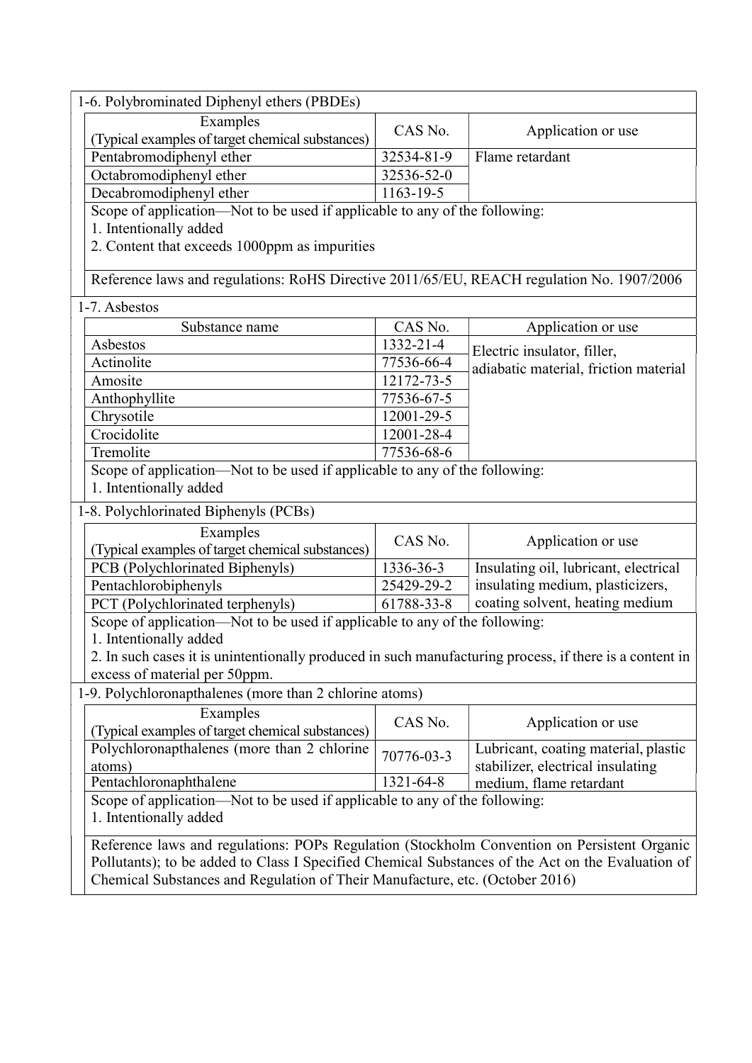## 1-6. Polybrominated Diphenyl ethers (PBDEs)

| Examples (Typical examples of target chemical substances) | CAS No. | Application or use |
|---|---|---|
| Pentabromodiphenyl ether | 32534-81-9 | Flame retardant |
| Octabromodiphenyl ether | 32536-52-0 | |
| Decabromodiphenyl ether | 1163-19-5 | |

Scope of application—Not to be used if applicable to any of the following:
1. Intentionally added
2. Content that exceeds 1000ppm as impurities

Reference laws and regulations: RoHS Directive 2011/65/EU, REACH regulation No. 1907/2006

## 1-7. Asbestos

| Substance name | CAS No. | Application or use |
|---|---|---|
| Asbestos | 1332-21-4 | Electric insulator, filler, adiabatic material, friction material |
| Actinolite | 77536-66-4 | |
| Amosite | 12172-73-5 | |
| Anthophyllite | 77536-67-5 | |
| Chrysotile | 12001-29-5 | |
| Crocidolite | 12001-28-4 | |
| Tremolite | 77536-68-6 | |

Scope of application—Not to be used if applicable to any of the following:
1. Intentionally added

## 1-8. Polychlorinated Biphenyls (PCBs)

| Examples (Typical examples of target chemical substances) | CAS No. | Application or use |
|---|---|---|
| PCB (Polychlorinated Biphenyls) | 1336-36-3 | Insulating oil, lubricant, electrical insulating medium, plasticizers, coating solvent, heating medium |
| Pentachlorobiphenyls | 25429-29-2 | |
| PCT (Polychlorinated terphenyls) | 61788-33-8 | |

Scope of application—Not to be used if applicable to any of the following:
1. Intentionally added
2. In such cases it is unintentionally produced in such manufacturing process, if there is a content in excess of material per 50ppm.

## 1-9. Polychloronapthalenes (more than 2 chlorine atoms)

| Examples (Typical examples of target chemical substances) | CAS No. | Application or use |
|---|---|---|
| Polychloronapthalenes (more than 2 chlorine atoms) | 70776-03-3 | Lubricant, coating material, plastic stabilizer, electrical insulating medium, flame retardant |
| Pentachloronaphthalene | 1321-64-8 | |

Scope of application—Not to be used if applicable to any of the following:
1. Intentionally added

Reference laws and regulations: POPs Regulation (Stockholm Convention on Persistent Organic Pollutants); to be added to Class I Specified Chemical Substances of the Act on the Evaluation of Chemical Substances and Regulation of Their Manufacture, etc. (October 2016)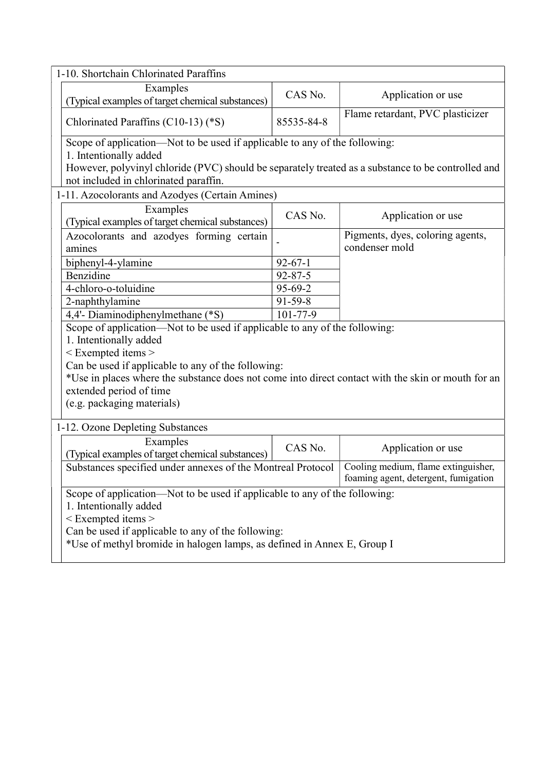### 1-10. Shortchain Chlorinated Paraffins

| Examples (Typical examples of target chemical substances) | CAS No. | Application or use |
|---|---|---|
| Chlorinated Paraffins (C10-13) (*S) | 85535-84-8 | Flame retardant, PVC plasticizer |

Scope of application—Not to be used if applicable to any of the following:
1. Intentionally added

However, polyvinyl chloride (PVC) should be separately treated as a substance to be controlled and not included in chlorinated paraffin.

### 1-11. Azocolorants and Azodyes (Certain Amines)

| Examples (Typical examples of target chemical substances) | CAS No. | Application or use |
|---|---|---|
| Azocolorants and azodyes forming certain amines | - | Pigments, dyes, coloring agents, condenser mold |
| biphenyl-4-ylamine | 92-67-1 | |
| Benzidine | 92-87-5 | |
| 4-chloro-o-toluidine | 95-69-2 | |
| 2-naphthylamine | 91-59-8 | |
| 4,4'- Diaminodiphenylmethane (*S) | 101-77-9 | |

Scope of application—Not to be used if applicable to any of the following:
1. Intentionally added

< Exempted items >
Can be used if applicable to any of the following:
*Use in places where the substance does not come into direct contact with the skin or mouth for an extended period of time
(e.g. packaging materials)

### 1-12. Ozone Depleting Substances

| Examples (Typical examples of target chemical substances) | CAS No. | Application or use |
|---|---|---|
| Substances specified under annexes of the Montreal Protocol | | Cooling medium, flame extinguisher, foaming agent, detergent, fumigation |

Scope of application—Not to be used if applicable to any of the following:
1. Intentionally added

< Exempted items >
Can be used if applicable to any of the following:
*Use of methyl bromide in halogen lamps, as defined in Annex E, Group I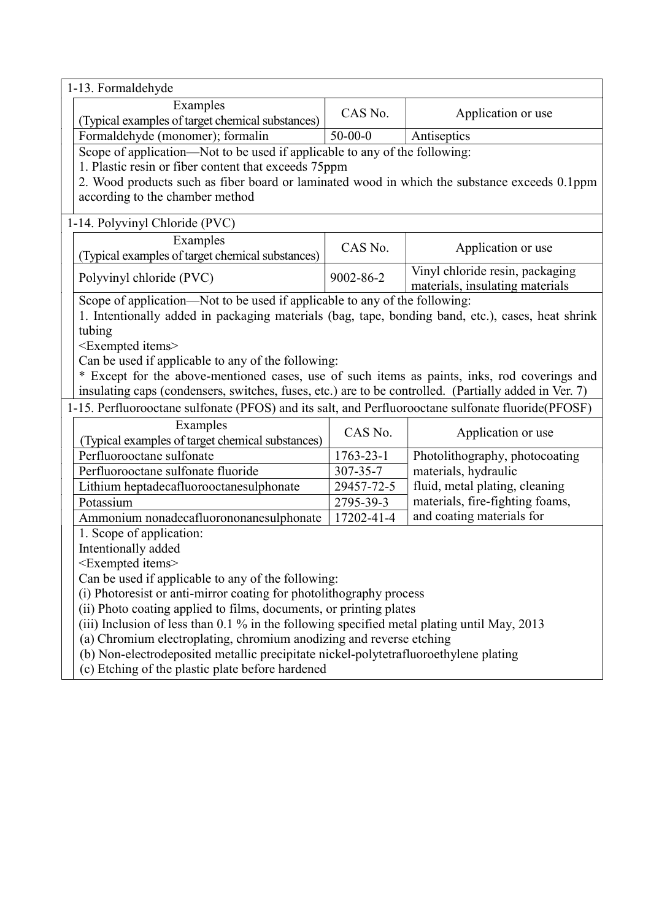### 1-13. Formaldehyde

| Examples (Typical examples of target chemical substances) | CAS No. | Application or use |
|---|---|---|
| Formaldehyde (monomer); formalin | 50-00-0 | Antiseptics |

Scope of application—Not to be used if applicable to any of the following:
1. Plastic resin or fiber content that exceeds 75ppm
2. Wood products such as fiber board or laminated wood in which the substance exceeds 0.1ppm according to the chamber method

### 1-14. Polyvinyl Chloride (PVC)

| Examples (Typical examples of target chemical substances) | CAS No. | Application or use |
|---|---|---|
| Polyvinyl chloride (PVC) | 9002-86-2 | Vinyl chloride resin, packaging materials, insulating materials |

Scope of application—Not to be used if applicable to any of the following:
1. Intentionally added in packaging materials (bag, tape, bonding band, etc.), cases, heat shrink tubing

<Exempted items>
Can be used if applicable to any of the following:
* Except for the above-mentioned cases, use of such items as paints, inks, rod coverings and insulating caps (condensers, switches, fuses, etc.) are to be controlled. (Partially added in Ver. 7)

### 1-15. Perfluorooctane sulfonate (PFOS) and its salt, and Perfluorooctane sulfonate fluoride(PFOSF)

| Examples (Typical examples of target chemical substances) | CAS No. | Application or use |
|---|---|---|
| Perfluorooctane sulfonate | 1763-23-1 | Photolithography, photocoating materials, hydraulic fluid, metal plating, cleaning materials, fire-fighting foams, and coating materials for |
| Perfluorooctane sulfonate fluoride | 307-35-7 | |
| Lithium heptadecafluorooctanesulphonate | 29457-72-5 | |
| Potassium | 2795-39-3 | |
| Ammonium nonadecafluorononanesulphonate | 17202-41-4 | |

1. Scope of application:
Intentionally added

<Exempted items>
Can be used if applicable to any of the following:
(i) Photoresist or anti-mirror coating for photolithography process
(ii) Photo coating applied to films, documents, or printing plates
(iii) Inclusion of less than 0.1 % in the following specified metal plating until May, 2013
(a) Chromium electroplating, chromium anodizing and reverse etching
(b) Non-electrodeposited metallic precipitate nickel-polytetrafluoroethylene plating
(c) Etching of the plastic plate before hardened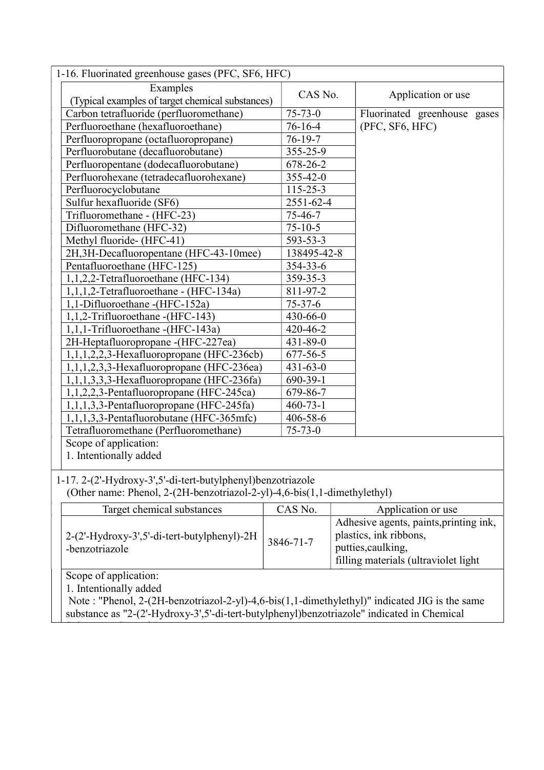## 1-16. Fluorinated greenhouse gases (PFC, SF6, HFC)

| Examples (Typical examples of target chemical substances) | CAS No. | Application or use |
|---|---|---|
| Carbon tetrafluoride (perfluoromethane) | 75-73-0 | Fluorinated greenhouse gases (PFC, SF6, HFC) |
| Perfluoroethane (hexafluoroethane) | 76-16-4 | |
| Perfluoropropane (octafluoropropane) | 76-19-7 | |
| Perfluorobutane (decafluorobutane) | 355-25-9 | |
| Perfluoropentane (dodecafluorobutane) | 678-26-2 | |
| Perfluorohexane (tetradecafluorohexane) | 355-42-0 | |
| Perfluorocyclobutane | 115-25-3 | |
| Sulfur hexafluoride (SF6) | 2551-62-4 | |
| Trifluoromethane - (HFC-23) | 75-46-7 | |
| Difluoromethane (HFC-32) | 75-10-5 | |
| Methyl fluoride- (HFC-41) | 593-53-3 | |
| 2H,3H-Decafluoropentane (HFC-43-10mee) | 138495-42-8 | |
| Pentafluoroethane (HFC-125) | 354-33-6 | |
| 1,1,2,2-Tetrafluoroethane (HFC-134) | 359-35-3 | |
| 1,1,1,2-Tetrafluoroethane - (HFC-134a) | 811-97-2 | |
| 1,1-Difluoroethane -(HFC-152a) | 75-37-6 | |
| 1,1,2-Trifluoroethane -(HFC-143) | 430-66-0 | |
| 1,1,1-Trifluoroethane -(HFC-143a) | 420-46-2 | |
| 2H-Heptafluoropropane -(HFC-227ea) | 431-89-0 | |
| 1,1,1,2,2,3-Hexafluoropropane (HFC-236cb) | 677-56-5 | |
| 1,1,1,2,3,3-Hexafluoropropane (HFC-236ea) | 431-63-0 | |
| 1,1,1,3,3,3-Hexafluoropropane (HFC-236fa) | 690-39-1 | |
| 1,1,2,2,3-Pentafluoropropane (HFC-245ca) | 679-86-7 | |
| 1,1,1,3,3-Pentafluoropropane (HFC-245fa) | 460-73-1 | |
| 1,1,1,3,3-Pentafluorobutane (HFC-365mfc) | 406-58-6 | |
| Tetrafluoromethane (Perfluoromethane) | 75-73-0 | |

Scope of application:
1. Intentionally added

## 1-17. 2-(2'-Hydroxy-3',5'-di-tert-butylphenyl)benzotriazole
(Other name: Phenol, 2-(2H-benzotriazol-2-yl)-4,6-bis(1,1-dimethylethyl)

| Target chemical substances | CAS No. | Application or use |
|---|---|---|
| 2-(2'-Hydroxy-3',5'-di-tert-butylphenyl)-2H-benzotriazole | 3846-71-7 | Adhesive agents, paints,printing ink, plastics, ink ribbons, putties,caulking, filling materials (ultraviolet light |

Scope of application:
1. Intentionally added

Note : "Phenol, 2-(2H-benzotriazol-2-yl)-4,6-bis(1,1-dimethylethyl)" indicated JIG is the same substance as "2-(2'-Hydroxy-3',5'-di-tert-butylphenyl)benzotriazole" indicated in Chemical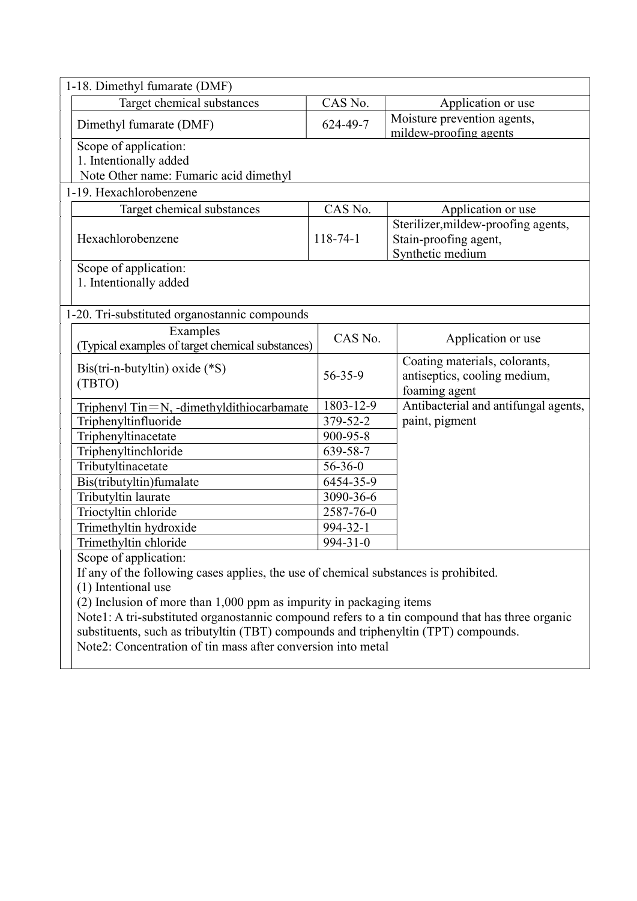### 1-18. Dimethyl fumarate (DMF)

| Target chemical substances | CAS No. | Application or use |
| --- | --- | --- |
| Dimethyl fumarate (DMF) | 624-49-7 | Moisture prevention agents, mildew-proofing agents |

Scope of application:
1. Intentionally added

Note Other name: Fumaric acid dimethyl

### 1-19. Hexachlorobenzene

| Target chemical substances | CAS No. | Application or use |
| --- | --- | --- |
| Hexachlorobenzene | 118-74-1 | Sterilizer,mildew-proofing agents, Stain-proofing agent, Synthetic medium |

Scope of application:
1. Intentionally added

### 1-20. Tri-substituted organostannic compounds

| Examples (Typical examples of target chemical substances) | CAS No. | Application or use |
| --- | --- | --- |
| Bis(tri-n-butyltin) oxide (*S) (TBTO) | 56-35-9 | Coating materials, colorants, antiseptics, cooling medium, foaming agent |
| Triphenyl Tin＝N, -dimethyldithiocarbamate | 1803-12-9 | Antibacterial and antifungal agents, paint, pigment |
| Triphenyltinfluoride | 379-52-2 | |
| Triphenyltinacetate | 900-95-8 | |
| Triphenyltinchloride | 639-58-7 | |
| Tributyltinacetate | 56-36-0 | |
| Bis(tributyltin)fumalate | 6454-35-9 | |
| Tributyltin laurate | 3090-36-6 | |
| Trioctyltin chloride | 2587-76-0 | |
| Trimethyltin hydroxide | 994-32-1 | |
| Trimethyltin chloride | 994-31-0 | |

Scope of application:

If any of the following cases applies, the use of chemical substances is prohibited.

(1) Intentional use

(2) Inclusion of more than 1,000 ppm as impurity in packaging items

Note1: A tri-substituted organostannic compound refers to a tin compound that has three organic substituents, such as tributyltin (TBT) compounds and triphenyltin (TPT) compounds.

Note2: Concentration of tin mass after conversion into metal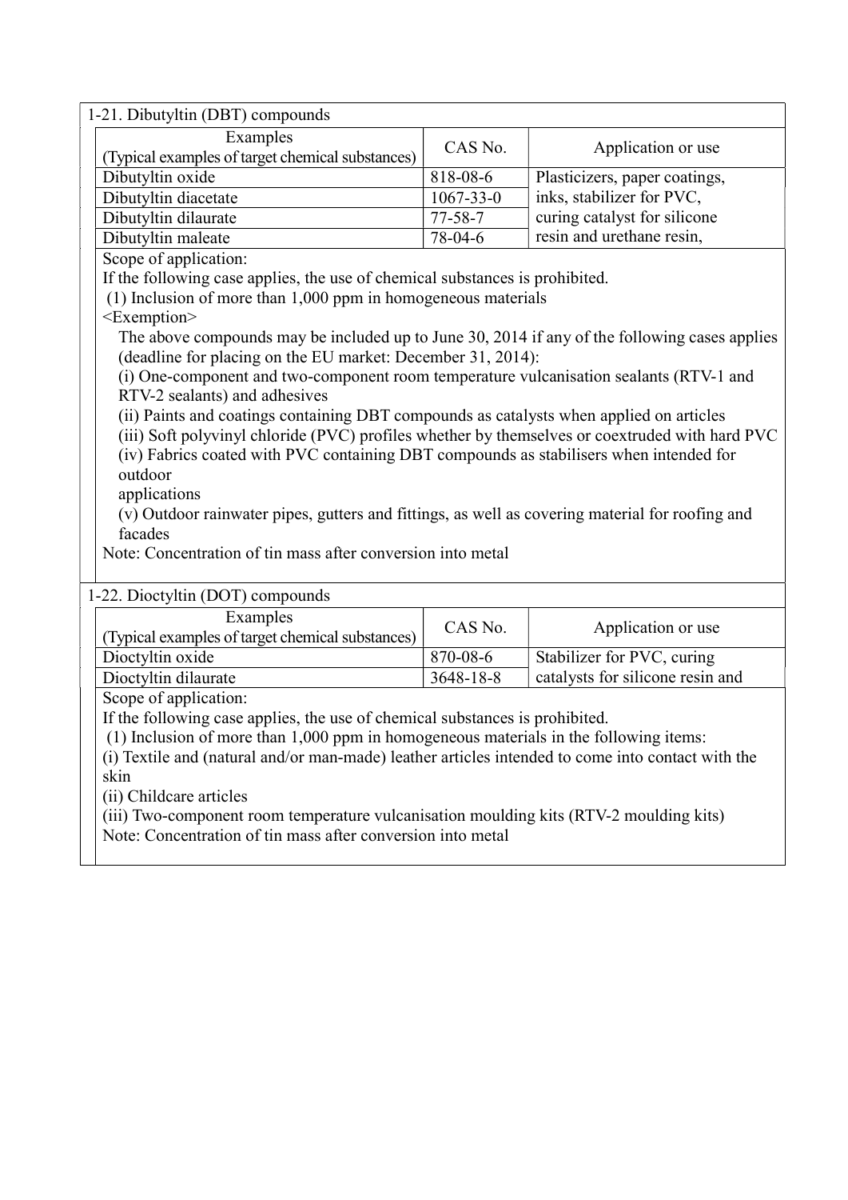## 1-21. Dibutyltin (DBT) compounds

| Examples (Typical examples of target chemical substances) | CAS No. | Application or use |
|---|---|---|
| Dibutyltin oxide | 818-08-6 | Plasticizers, paper coatings, inks, stabilizer for PVC, curing catalyst for silicone resin and urethane resin, |
| Dibutyltin diacetate | 1067-33-0 | |
| Dibutyltin dilaurate | 77-58-7 | |
| Dibutyltin maleate | 78-04-6 | |

Scope of application:

If the following case applies, the use of chemical substances is prohibited.

(1) Inclusion of more than 1,000 ppm in homogeneous materials

<Exemption>

The above compounds may be included up to June 30, 2014 if any of the following cases applies (deadline for placing on the EU market: December 31, 2014):

(i) One-component and two-component room temperature vulcanisation sealants (RTV-1 and RTV-2 sealants) and adhesives

(ii) Paints and coatings containing DBT compounds as catalysts when applied on articles

(iii) Soft polyvinyl chloride (PVC) profiles whether by themselves or coextruded with hard PVC

(iv) Fabrics coated with PVC containing DBT compounds as stabilisers when intended for outdoor applications

(v) Outdoor rainwater pipes, gutters and fittings, as well as covering material for roofing and facades

Note: Concentration of tin mass after conversion into metal

## 1-22. Dioctyltin (DOT) compounds

| Examples (Typical examples of target chemical substances) | CAS No. | Application or use |
|---|---|---|
| Dioctyltin oxide | 870-08-6 | Stabilizer for PVC, curing catalysts for silicone resin and |
| Dioctyltin dilaurate | 3648-18-8 | |

Scope of application:

If the following case applies, the use of chemical substances is prohibited.

(1) Inclusion of more than 1,000 ppm in homogeneous materials in the following items:

(i) Textile and (natural and/or man-made) leather articles intended to come into contact with the skin

(ii) Childcare articles

(iii) Two-component room temperature vulcanisation moulding kits (RTV-2 moulding kits)

Note: Concentration of tin mass after conversion into metal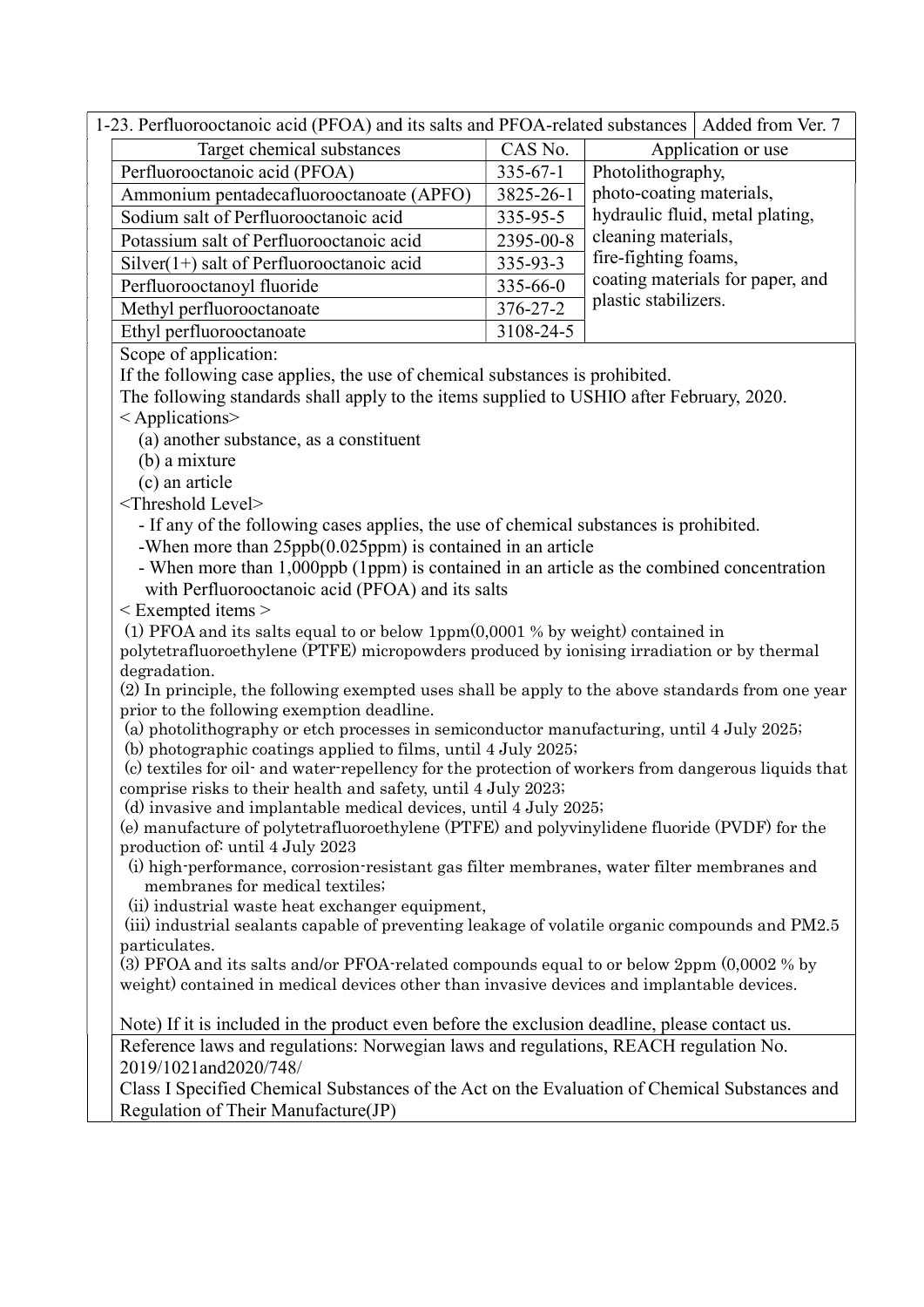| 1-23. Perfluorooctanoic acid (PFOA) and its salts and PFOA-related substances | | Added from Ver. 7 |
|---|---|---|
| Target chemical substances | CAS No. | Application or use |
| Perfluorooctanoic acid (PFOA) | 335-67-1 | Photolithography, photo-coating materials, hydraulic fluid, metal plating, cleaning materials, fire-fighting foams, coating materials for paper, and plastic stabilizers. |
| Ammonium pentadecafluorooctanoate (APFO) | 3825-26-1 | |
| Sodium salt of Perfluorooctanoic acid | 335-95-5 | |
| Potassium salt of Perfluorooctanoic acid | 2395-00-8 | |
| Silver(1+) salt of Perfluorooctanoic acid | 335-93-3 | |
| Perfluorooctanoyl fluoride | 335-66-0 | |
| Methyl perfluorooctanoate | 376-27-2 | |
| Ethyl perfluorooctanoate | 3108-24-5 | |

Scope of application:

If the following case applies, the use of chemical substances is prohibited.

The following standards shall apply to the items supplied to USHIO after February, 2020.

< Applications>

(a) another substance, as a constituent

(b) a mixture

(c) an article

<Threshold Level>

- If any of the following cases applies, the use of chemical substances is prohibited.
- When more than 25ppb(0.025ppm) is contained in an article
- When more than 1,000ppb (1ppm) is contained in an article as the combined concentration with Perfluorooctanoic acid (PFOA) and its salts

< Exempted items >

(1) PFOA and its salts equal to or below 1ppm(0,0001 % by weight) contained in polytetrafluoroethylene (PTFE) micropowders produced by ionising irradiation or by thermal degradation.

(2) In principle, the following exempted uses shall be apply to the above standards from one year prior to the following exemption deadline.

(a) photolithography or etch processes in semiconductor manufacturing, until 4 July 2025;

(b) photographic coatings applied to films, until 4 July 2025;

(c) textiles for oil- and water-repellency for the protection of workers from dangerous liquids that comprise risks to their health and safety, until 4 July 2023;

(d) invasive and implantable medical devices, until 4 July 2025;

(e) manufacture of polytetrafluoroethylene (PTFE) and polyvinylidene fluoride (PVDF) for the production of: until 4 July 2023

(i) high-performance, corrosion-resistant gas filter membranes, water filter membranes and membranes for medical textiles;

(ii) industrial waste heat exchanger equipment,

(iii) industrial sealants capable of preventing leakage of volatile organic compounds and PM2.5 particulates.

(3) PFOA and its salts and/or PFOA-related compounds equal to or below 2ppm (0,0002 % by weight) contained in medical devices other than invasive devices and implantable devices.

Note) If it is included in the product even before the exclusion deadline, please contact us.

Reference laws and regulations: Norwegian laws and regulations, REACH regulation No. 2019/1021and2020/748/

Class I Specified Chemical Substances of the Act on the Evaluation of Chemical Substances and Regulation of Their Manufacture(JP)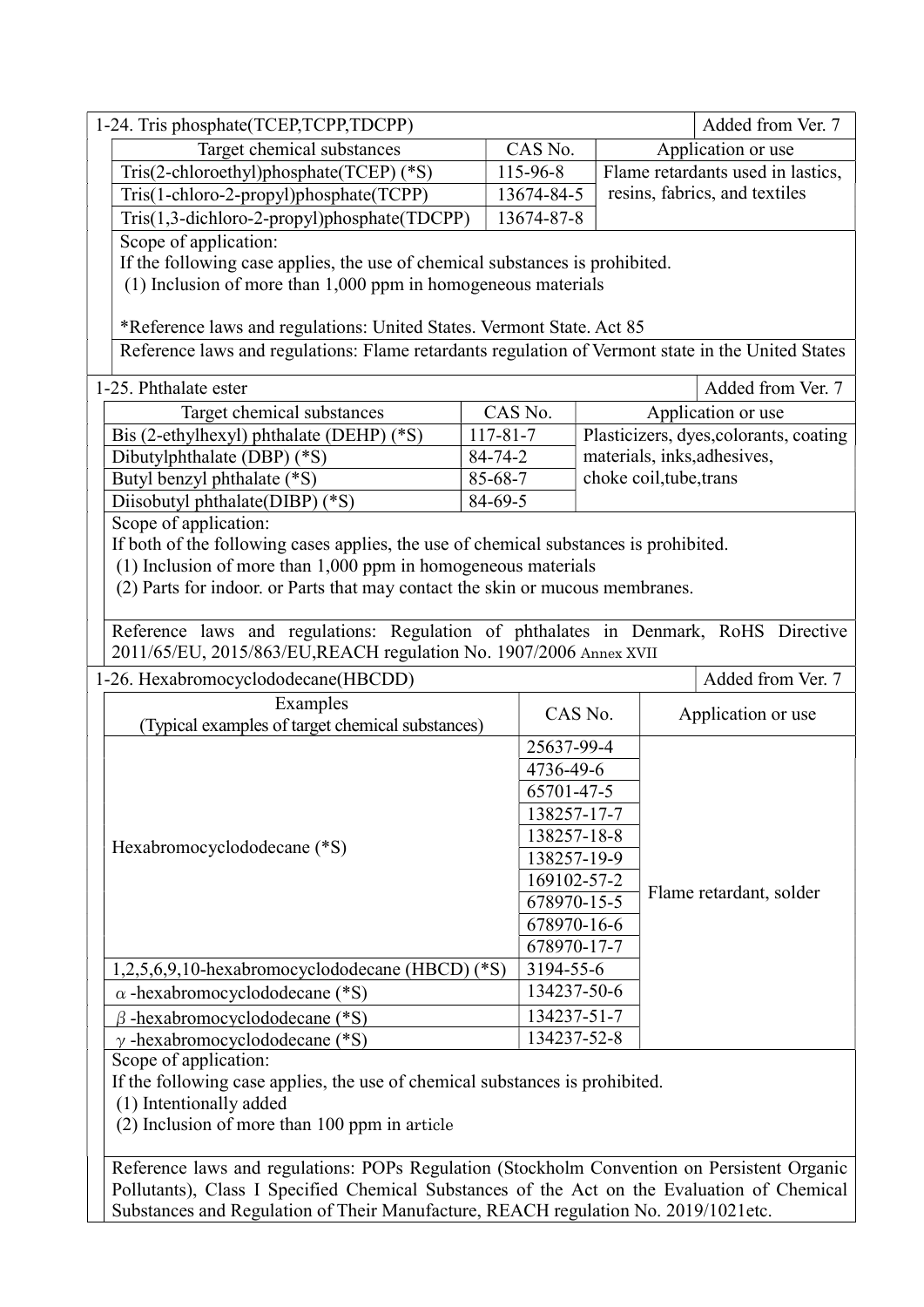## 1-24. Tris phosphate(TCEP,TCPP,TDCPP)

Added from Ver. 7

| Target chemical substances | CAS No. | Application or use |
|---|---|---|
| Tris(2-chloroethyl)phosphate(TCEP) (*S) | 115-96-8 | Flame retardants used in lastics, resins, fabrics, and textiles |
| Tris(1-chloro-2-propyl)phosphate(TCPP) | 13674-84-5 | |
| Tris(1,3-dichloro-2-propyl)phosphate(TDCPP) | 13674-87-8 | |

Scope of application:
If the following case applies, the use of chemical substances is prohibited.
(1) Inclusion of more than 1,000 ppm in homogeneous materials

*Reference laws and regulations: United States. Vermont State. Act 85

Reference laws and regulations: Flame retardants regulation of Vermont state in the United States

## 1-25. Phthalate ester

Added from Ver. 7

| Target chemical substances | CAS No. | Application or use |
|---|---|---|
| Bis (2-ethylhexyl) phthalate (DEHP) (*S) | 117-81-7 | Plasticizers, dyes,colorants, coating materials, inks,adhesives, choke coil,tube,trans |
| Dibutylphthalate (DBP) (*S) | 84-74-2 | |
| Butyl benzyl phthalate (*S) | 85-68-7 | |
| Diisobutyl phthalate(DIBP) (*S) | 84-69-5 | |

Scope of application:
If both of the following cases applies, the use of chemical substances is prohibited.
(1) Inclusion of more than 1,000 ppm in homogeneous materials
(2) Parts for indoor. or Parts that may contact the skin or mucous membranes.

Reference laws and regulations: Regulation of phthalates in Denmark, RoHS Directive 2011/65/EU, 2015/863/EU,REACH regulation No. 1907/2006 Annex XVII

## 1-26. Hexabromocyclododecane(HBCDD)

Added from Ver. 7

| Examples (Typical examples of target chemical substances) | CAS No. | Application or use |
|---|---|---|
| Hexabromocyclododecane (*S) | 25637-99-4 | Flame retardant, solder |
| | 4736-49-6 | |
| | 65701-47-5 | |
| | 138257-17-7 | |
| | 138257-18-8 | |
| | 138257-19-9 | |
| | 169102-57-2 | |
| | 678970-15-5 | |
| | 678970-16-6 | |
| | 678970-17-7 | |
| 1,2,5,6,9,10-hexabromocyclododecane (HBCD) (*S) | 3194-55-6 | |
| $\alpha$ -hexabromocyclododecane (*S) | 134237-50-6 | |
| $\beta$ -hexabromocyclododecane (*S) | 134237-51-7 | |
| $\gamma$ -hexabromocyclododecane (*S) | 134237-52-8 | |

Scope of application:
If the following case applies, the use of chemical substances is prohibited.
(1) Intentionally added
(2) Inclusion of more than 100 ppm in article

Reference laws and regulations: POPs Regulation (Stockholm Convention on Persistent Organic Pollutants), Class I Specified Chemical Substances of the Act on the Evaluation of Chemical Substances and Regulation of Their Manufacture, REACH regulation No. 2019/1021etc.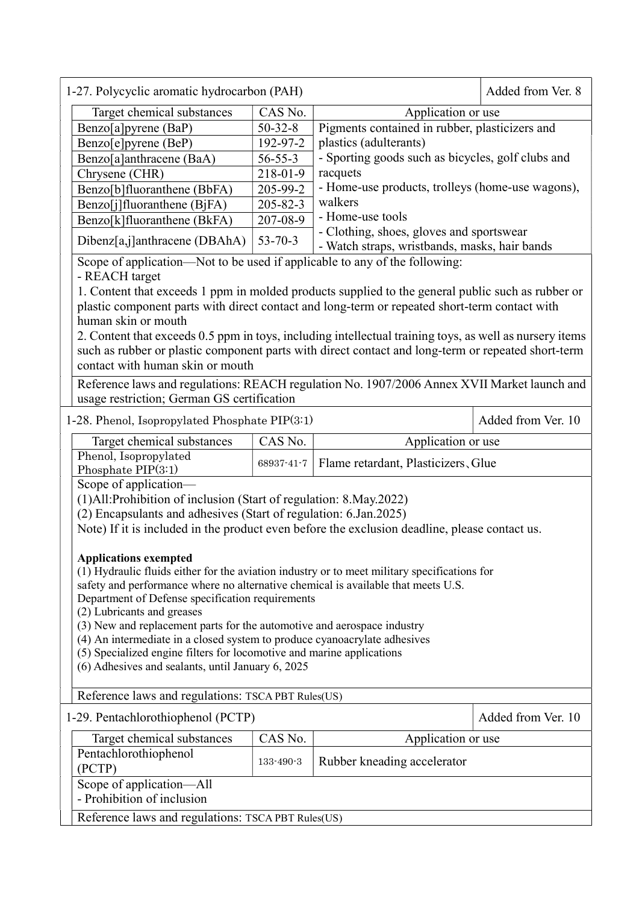## 1-27. Polycyclic aromatic hydrocarbon (PAH)

Added from Ver. 8

| Target chemical substances | CAS No. | Application or use |
|---|---|---|
| Benzo[a]pyrene (BaP) | 50-32-8 | Pigments contained in rubber, plasticizers and plastics (adulterants)<br>- Sporting goods such as bicycles, golf clubs and racquets<br>- Home-use products, trolleys (home-use wagons), walkers<br>- Home-use tools<br>- Clothing, shoes, gloves and sportswear<br>- Watch straps, wristbands, masks, hair bands |
| Benzo[e]pyrene (BeP) | 192-97-2 | |
| Benzo[a]anthracene (BaA) | 56-55-3 | |
| Chrysene (CHR) | 218-01-9 | |
| Benzo[b]fluoranthene (BbFA) | 205-99-2 | |
| Benzo[j]fluoranthene (BjFA) | 205-82-3 | |
| Benzo[k]fluoranthene (BkFA) | 207-08-9 | |
| Dibenz[a,j]anthracene (DBAhA) | 53-70-3 | |

Scope of application—Not to be used if applicable to any of the following:
- REACH target

1. Content that exceeds 1 ppm in molded products supplied to the general public such as rubber or plastic component parts with direct contact and long-term or repeated short-term contact with human skin or mouth
2. Content that exceeds 0.5 ppm in toys, including intellectual training toys, as well as nursery items such as rubber or plastic component parts with direct contact and long-term or repeated short-term contact with human skin or mouth

Reference laws and regulations: REACH regulation No. 1907/2006 Annex XVII Market launch and usage restriction; German GS certification

## 1-28. Phenol, Isopropylated Phosphate PIP(3:1)

Added from Ver. 10

| Target chemical substances | CAS No. | Application or use |
|---|---|---|
| Phenol, Isopropylated Phosphate PIP(3:1) | 68937-41-7 | Flame retardant, Plasticizers、Glue |

Scope of application—

(1)All:Prohibition of inclusion (Start of regulation: 8.May.2022)
(2) Encapsulants and adhesives (Start of regulation: 6.Jan.2025)
Note) If it is included in the product even before the exclusion deadline, please contact us.

**Applications exempted**

(1) Hydraulic fluids either for the aviation industry or to meet military specifications for safety and performance where no alternative chemical is available that meets U.S. Department of Defense specification requirements
(2) Lubricants and greases
(3) New and replacement parts for the automotive and aerospace industry
(4) An intermediate in a closed system to produce cyanoacrylate adhesives
(5) Specialized engine filters for locomotive and marine applications
(6) Adhesives and sealants, until January 6, 2025

Reference laws and regulations: TSCA PBT Rules(US)

## 1-29. Pentachlorothiophenol (PCTP)

Added from Ver. 10

| Target chemical substances | CAS No. | Application or use |
|---|---|---|
| Pentachlorothiophenol (PCTP) | 133-490-3 | Rubber kneading accelerator |

Scope of application—All
- Prohibition of inclusion

Reference laws and regulations: TSCA PBT Rules(US)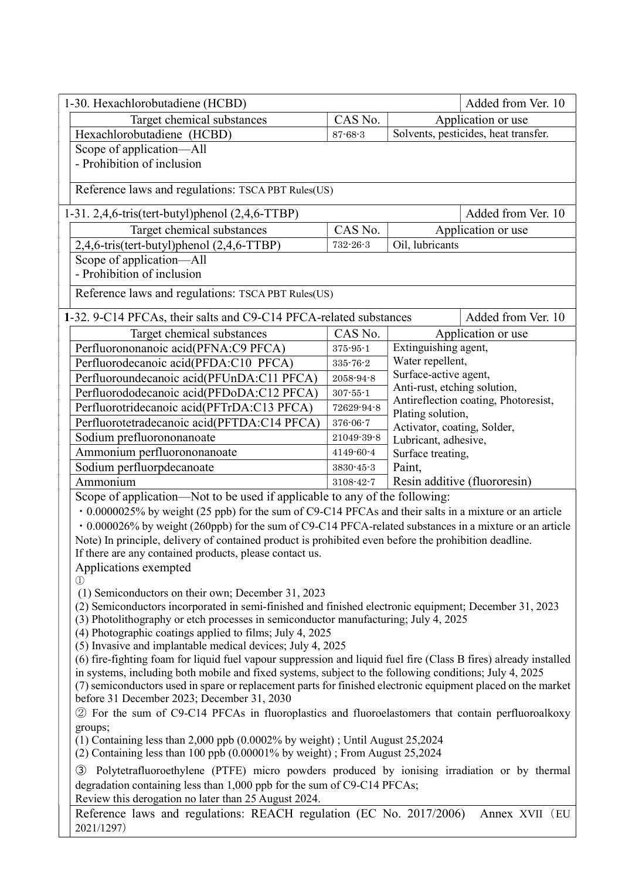| 1-30. Hexachlorobutadiene (HCBD) | | Added from Ver. 10 |
|---|---|---|
| Target chemical substances | CAS No. | Application or use |
| Hexachlorobutadiene (HCBD) | 87-68-3 | Solvents, pesticides, heat transfer. |
| Scope of application—All<br>- Prohibition of inclusion | | |
| Reference laws and regulations: TSCA PBT Rules(US) | | |

| 1-31. 2,4,6-tris(tert-butyl)phenol (2,4,6-TTBP) | | Added from Ver. 10 |
|---|---|---|
| Target chemical substances | CAS No. | Application or use |
| 2,4,6-tris(tert-butyl)phenol (2,4,6-TTBP) | 732-26-3 | Oil, lubricants |
| Scope of application—All<br>- Prohibition of inclusion | | |
| Reference laws and regulations: TSCA PBT Rules(US) | | |

| **1**-32. 9-C14 PFCAs, their salts and C9-C14 PFCA-related substances | | Added from Ver. 10 |
|---|---|---|
| Target chemical substances | CAS No. | Application or use |
| Perfluorononanoic acid(PFNA:C9 PFCA) | 375-95-1 | Extinguishing agent,<br>Water repellent,<br>Surface-active agent,<br>Anti-rust, etching solution,<br>Antireflection coating, Photoresist,<br>Plating solution,<br>Activator, coating, Solder,<br>Lubricant, adhesive,<br>Surface treating,<br>Paint,<br>Resin additive (fluororesin) |
| Perfluorodecanoic acid(PFDA:C10 PFCA) | 335-76-2 | |
| Perfluoroundecanoic acid(PFUnDA:C11 PFCA) | 2058-94-8 | |
| Perfluorododecanoic acid(PFDoDA:C12 PFCA) | 307-55-1 | |
| Perfluorotridecanoic acid(PFTrDA:C13 PFCA) | 72629-94-8 | |
| Perfluorotetradecanoic acid(PFTDA:C14 PFCA) | 376-06-7 | |
| Sodium prefluorononanoate | 21049-39-8 | |
| Ammonium perfluorononanoate | 4149-60-4 | |
| Sodium perfluorpdecanoate | 3830-45-3 | |
| Ammonium | 3108-42-7 | |

Scope of application—Not to be used if applicable to any of the following:

・0.0000025% by weight (25 ppb) for the sum of C9-C14 PFCAs and their salts in a mixture or an article

・0.000026% by weight (260ppb) for the sum of C9-C14 PFCA-related substances in a mixture or an article

Note) In principle, delivery of contained product is prohibited even before the prohibition deadline.
If there are any contained products, please contact us.

Applications exempted

①

(1) Semiconductors on their own; December 31, 2023
(2) Semiconductors incorporated in semi-finished and finished electronic equipment; December 31, 2023
(3) Photolithography or etch processes in semiconductor manufacturing; July 4, 2025
(4) Photographic coatings applied to films; July 4, 2025
(5) Invasive and implantable medical devices; July 4, 2025
(6) fire-fighting foam for liquid fuel vapour suppression and liquid fuel fire (Class B fires) already installed in systems, including both mobile and fixed systems, subject to the following conditions; July 4, 2025
(7) semiconductors used in spare or replacement parts for finished electronic equipment placed on the market before 31 December 2023; December 31, 2030

② For the sum of C9-C14 PFCAs in fluoroplastics and fluoroelastomers that contain perfluoroalkoxy groups;
(1) Containing less than 2,000 ppb (0.0002% by weight) ; Until August 25,2024
(2) Containing less than 100 ppb (0.00001% by weight) ; From August 25,2024

③ Polytetrafluoroethylene (PTFE) micro powders produced by ionising irradiation or by thermal degradation containing less than 1,000 ppb for the sum of C9-C14 PFCAs;
Review this derogation no later than 25 August 2024.

Reference laws and regulations: REACH regulation (EC No. 2017/2006) Annex XVII（EU 2021/1297）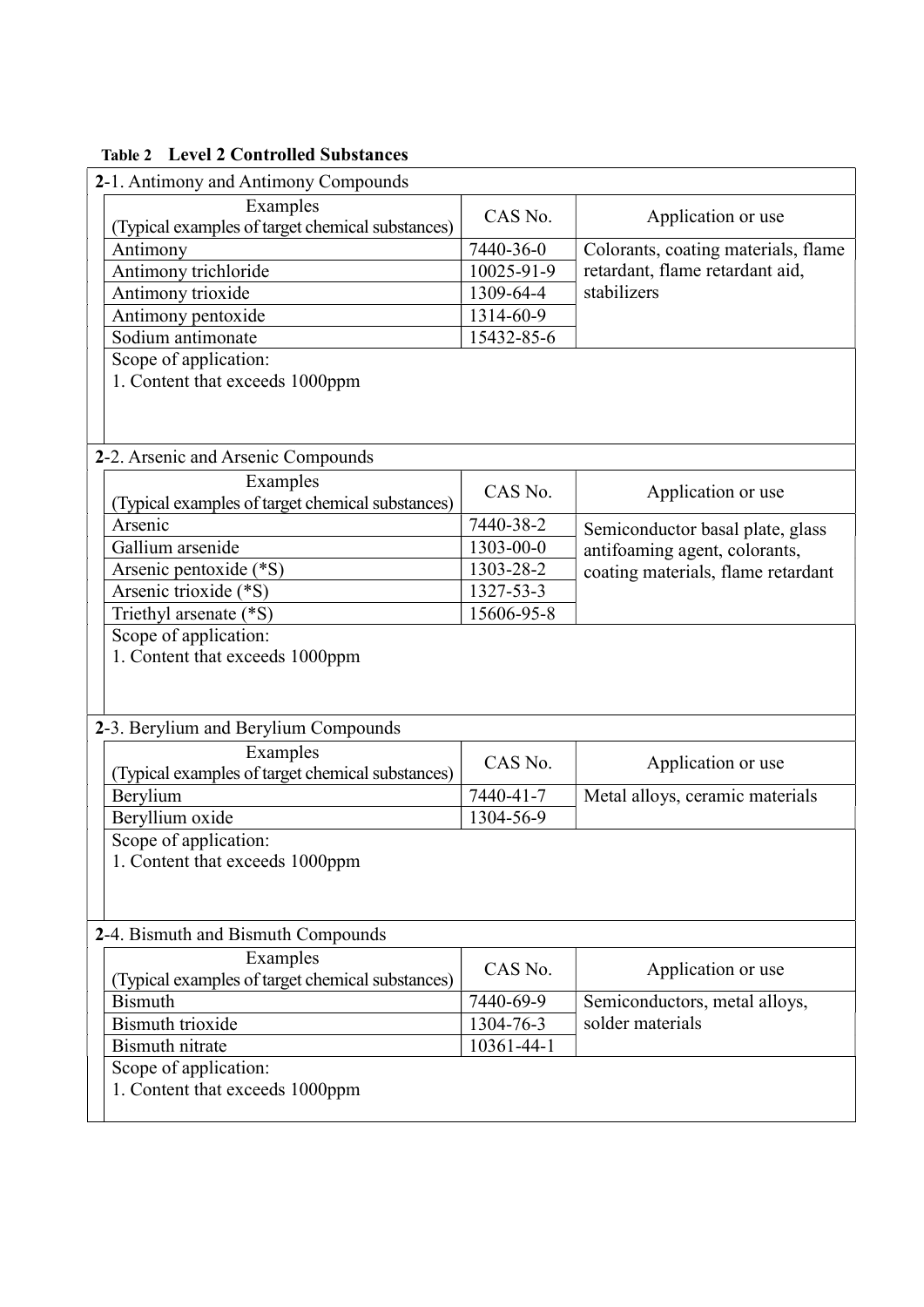**Table 2 Level 2 Controlled Substances**

**2-1. Antimony and Antimony Compounds**

| Examples (Typical examples of target chemical substances) | CAS No. | Application or use |
| --- | --- | --- |
| Antimony | 7440-36-0 | Colorants, coating materials, flame retardant, flame retardant aid, stabilizers |
| Antimony trichloride | 10025-91-9 | |
| Antimony trioxide | 1309-64-4 | |
| Antimony pentoxide | 1314-60-9 | |
| Sodium antimonate | 15432-85-6 | |

Scope of application:
1. Content that exceeds 1000ppm

**2-2. Arsenic and Arsenic Compounds**

| Examples (Typical examples of target chemical substances) | CAS No. | Application or use |
| --- | --- | --- |
| Arsenic | 7440-38-2 | Semiconductor basal plate, glass antifoaming agent, colorants, coating materials, flame retardant |
| Gallium arsenide | 1303-00-0 | |
| Arsenic pentoxide (*S) | 1303-28-2 | |
| Arsenic trioxide (*S) | 1327-53-3 | |
| Triethyl arsenate (*S) | 15606-95-8 | |

Scope of application:
1. Content that exceeds 1000ppm

**2-3. Berylium and Berylium Compounds**

| Examples (Typical examples of target chemical substances) | CAS No. | Application or use |
| --- | --- | --- |
| Berylium | 7440-41-7 | Metal alloys, ceramic materials |
| Beryllium oxide | 1304-56-9 | |

Scope of application:
1. Content that exceeds 1000ppm

**2-4. Bismuth and Bismuth Compounds**

| Examples (Typical examples of target chemical substances) | CAS No. | Application or use |
| --- | --- | --- |
| Bismuth | 7440-69-9 | Semiconductors, metal alloys, solder materials |
| Bismuth trioxide | 1304-76-3 | |
| Bismuth nitrate | 10361-44-1 | |

Scope of application:
1. Content that exceeds 1000ppm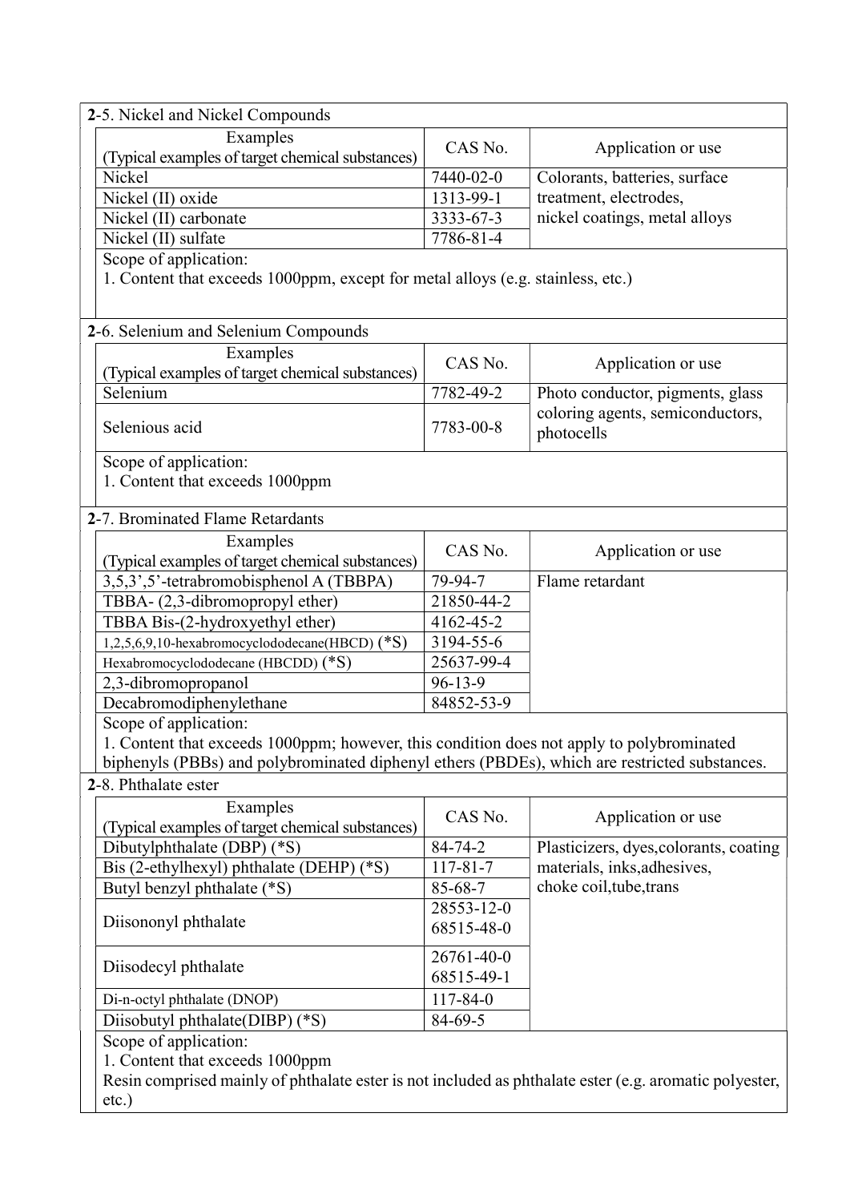### 2-5. Nickel and Nickel Compounds

| Examples (Typical examples of target chemical substances) | CAS No. | Application or use |
|---|---|---|
| Nickel | 7440-02-0 | Colorants, batteries, surface treatment, electrodes, nickel coatings, metal alloys |
| Nickel (II) oxide | 1313-99-1 | |
| Nickel (II) carbonate | 3333-67-3 | |
| Nickel (II) sulfate | 7786-81-4 | |

Scope of application:
1. Content that exceeds 1000ppm, except for metal alloys (e.g. stainless, etc.)

### 2-6. Selenium and Selenium Compounds

| Examples (Typical examples of target chemical substances) | CAS No. | Application or use |
|---|---|---|
| Selenium | 7782-49-2 | Photo conductor, pigments, glass coloring agents, semiconductors, photocells |
| Selenious acid | 7783-00-8 | |

Scope of application:
1. Content that exceeds 1000ppm

### 2-7. Brominated Flame Retardants

| Examples (Typical examples of target chemical substances) | CAS No. | Application or use |
|---|---|---|
| 3,5,3',5'-tetrabromobisphenol A (TBBPA) | 79-94-7 | Flame retardant |
| TBBA- (2,3-dibromopropyl ether) | 21850-44-2 | |
| TBBA Bis-(2-hydroxyethyl ether) | 4162-45-2 | |
| 1,2,5,6,9,10-hexabromocyclododecane(HBCD) (*S) | 3194-55-6 | |
| Hexabromocyclododecane (HBCDD) (*S) | 25637-99-4 | |
| 2,3-dibromopropanol | 96-13-9 | |
| Decabromodiphenylethane | 84852-53-9 | |

Scope of application:
1. Content that exceeds 1000ppm; however, this condition does not apply to polybrominated biphenyls (PBBs) and polybrominated diphenyl ethers (PBDEs), which are restricted substances.

### 2-8. Phthalate ester

| Examples (Typical examples of target chemical substances) | CAS No. | Application or use |
|---|---|---|
| Dibutylphthalate (DBP) (*S) | 84-74-2 | Plasticizers, dyes,colorants, coating materials, inks,adhesives, choke coil,tube,trans |
| Bis (2-ethylhexyl) phthalate (DEHP) (*S) | 117-81-7 | |
| Butyl benzyl phthalate (*S) | 85-68-7 | |
| Diisononyl phthalate | 28553-12-0<br>68515-48-0 | |
| Diisodecyl phthalate | 26761-40-0<br>68515-49-1 | |
| Di-n-octyl phthalate (DNOP) | 117-84-0 | |
| Diisobutyl phthalate(DIBP) (*S) | 84-69-5 | |

Scope of application:
1. Content that exceeds 1000ppm
Resin comprised mainly of phthalate ester is not included as phthalate ester (e.g. aromatic polyester, etc.)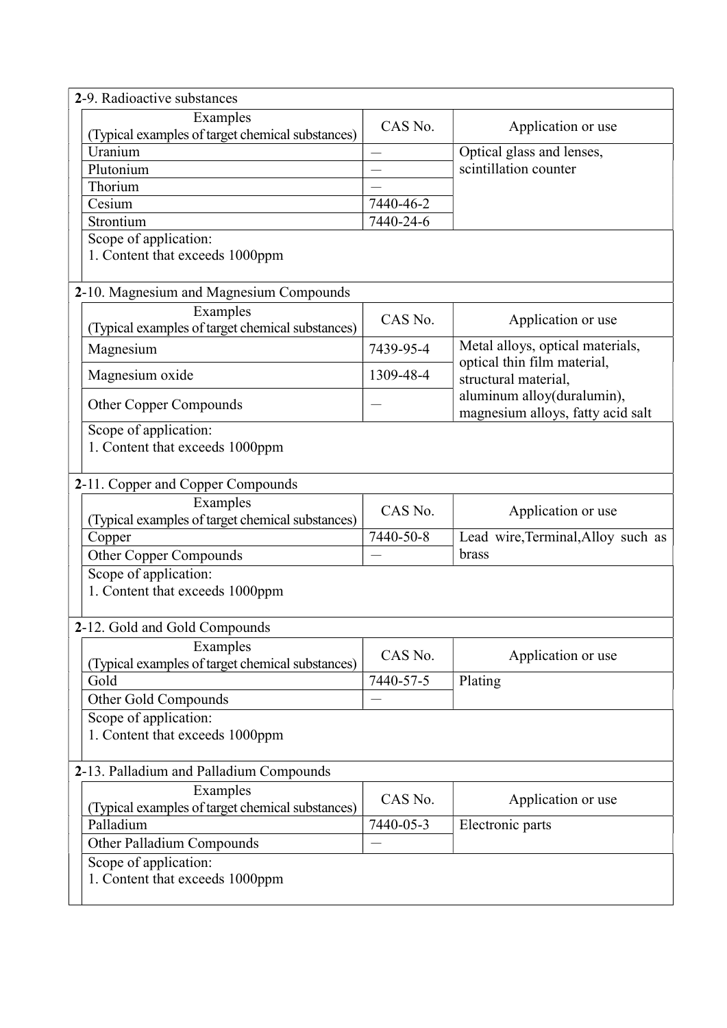**2**-9. Radioactive substances

| Examples (Typical examples of target chemical substances) | CAS No. | Application or use |
|---|---|---|
| Uranium | — | Optical glass and lenses, scintillation counter |
| Plutonium | — | |
| Thorium | — | |
| Cesium | 7440-46-2 | |
| Strontium | 7440-24-6 | |

Scope of application:
1. Content that exceeds 1000ppm

**2**-10. Magnesium and Magnesium Compounds

| Examples (Typical examples of target chemical substances) | CAS No. | Application or use |
|---|---|---|
| Magnesium | 7439-95-4 | Metal alloys, optical materials, optical thin film material, structural material, aluminum alloy(duralumin), magnesium alloys, fatty acid salt |
| Magnesium oxide | 1309-48-4 | |
| Other Copper Compounds | — | |

Scope of application:
1. Content that exceeds 1000ppm

**2**-11. Copper and Copper Compounds

| Examples (Typical examples of target chemical substances) | CAS No. | Application or use |
|---|---|---|
| Copper | 7440-50-8 | Lead wire,Terminal,Alloy such as brass |
| Other Copper Compounds | — | |

Scope of application:
1. Content that exceeds 1000ppm

**2**-12. Gold and Gold Compounds

| Examples (Typical examples of target chemical substances) | CAS No. | Application or use |
|---|---|---|
| Gold | 7440-57-5 | Plating |
| Other Gold Compounds | — | |

Scope of application:
1. Content that exceeds 1000ppm

**2**-13. Palladium and Palladium Compounds

| Examples (Typical examples of target chemical substances) | CAS No. | Application or use |
|---|---|---|
| Palladium | 7440-05-3 | Electronic parts |
| Other Palladium Compounds | — | |

Scope of application:
1. Content that exceeds 1000ppm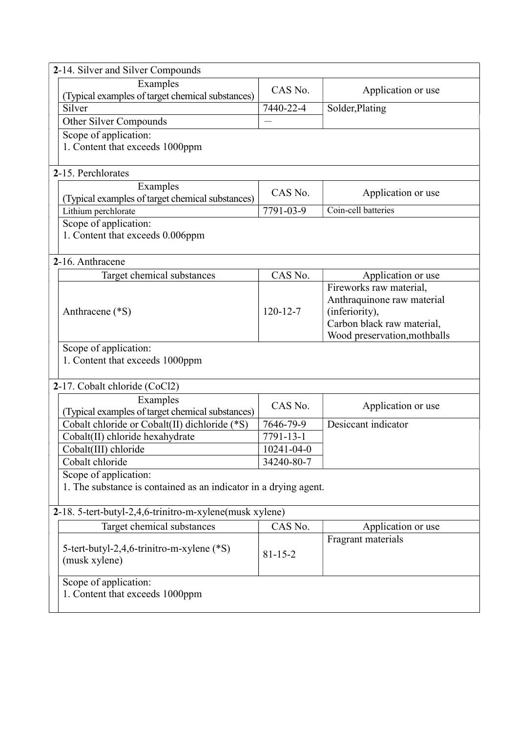**2**-14. Silver and Silver Compounds

| Examples (Typical examples of target chemical substances) | CAS No. | Application or use |
| --- | --- | --- |
| Silver | 7440-22-4 | Solder,Plating |
| Other Silver Compounds | — | |

Scope of application:
1. Content that exceeds 1000ppm

**2**-15. Perchlorates

| Examples (Typical examples of target chemical substances) | CAS No. | Application or use |
| --- | --- | --- |
| Lithium perchlorate | 7791-03-9 | Coin-cell batteries |

Scope of application:
1. Content that exceeds 0.006ppm

**2**-16. Anthracene

| Target chemical substances | CAS No. | Application or use |
| --- | --- | --- |
| Anthracene (*S) | 120-12-7 | Fireworks raw material, Anthraquinone raw material (inferiority), Carbon black raw material, Wood preservation,mothballs |

Scope of application:
1. Content that exceeds 1000ppm

**2**-17. Cobalt chloride ($CoCl_2$)

| Examples (Typical examples of target chemical substances) | CAS No. | Application or use |
| --- | --- | --- |
| Cobalt chloride or Cobalt(II) dichloride (*S) | 7646-79-9 | Desiccant indicator |
| Cobalt(II) chloride hexahydrate | 7791-13-1 | |
| Cobalt(III) chloride | 10241-04-0 | |
| Cobalt chloride | 34240-80-7 | |

Scope of application:
1. The substance is contained as an indicator in a drying agent.

**2**-18. 5-tert-butyl-2,4,6-trinitro-m-xylene(musk xylene)

| Target chemical substances | CAS No. | Application or use |
| --- | --- | --- |
| 5-tert-butyl-2,4,6-trinitro-m-xylene (*S) (musk xylene) | 81-15-2 | Fragrant materials |

Scope of application:
1. Content that exceeds 1000ppm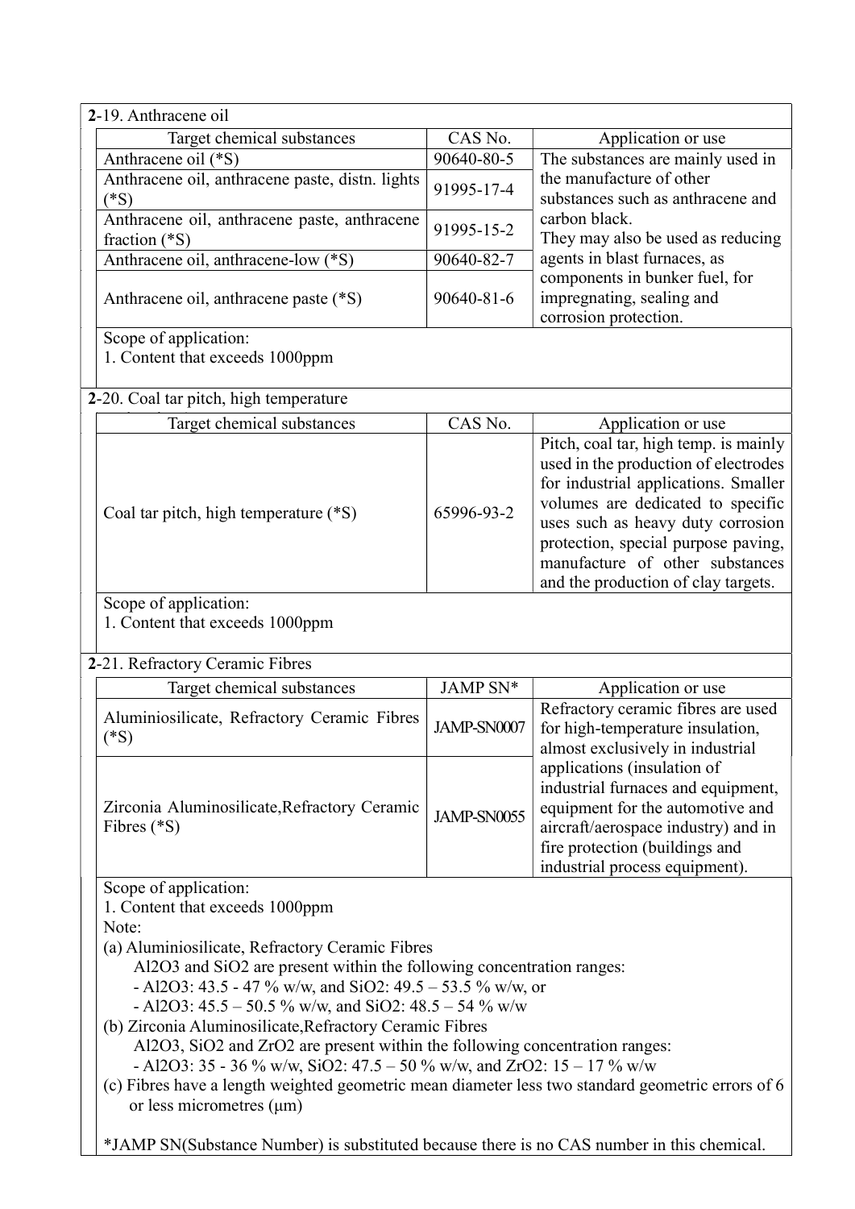### 2-19. Anthracene oil

| Target chemical substances | CAS No. | Application or use |
|---|---|---|
| Anthracene oil (*S) | 90640-80-5 | The substances are mainly used in the manufacture of other substances such as anthracene and carbon black. They may also be used as reducing agents in blast furnaces, as components in bunker fuel, for impregnating, sealing and corrosion protection. |
| Anthracene oil, anthracene paste, distn. lights (*S) | 91995-17-4 | |
| Anthracene oil, anthracene paste, anthracene fraction (*S) | 91995-15-2 | |
| Anthracene oil, anthracene-low (*S) | 90640-82-7 | |
| Anthracene oil, anthracene paste (*S) | 90640-81-6 | |

Scope of application:
1. Content that exceeds 1000ppm

### 2-20. Coal tar pitch, high temperature

| Target chemical substances | CAS No. | Application or use |
|---|---|---|
| Coal tar pitch, high temperature (*S) | 65996-93-2 | Pitch, coal tar, high temp. is mainly used in the production of electrodes for industrial applications. Smaller volumes are dedicated to specific uses such as heavy duty corrosion protection, special purpose paving, manufacture of other substances and the production of clay targets. |

Scope of application:
1. Content that exceeds 1000ppm

### 2-21. Refractory Ceramic Fibres

| Target chemical substances | JAMP SN* | Application or use |
|---|---|---|
| Aluminiosilicate, Refractory Ceramic Fibres (*S) | JAMP-SN0007 | Refractory ceramic fibres are used for high-temperature insulation, almost exclusively in industrial applications (insulation of industrial furnaces and equipment, equipment for the automotive and aircraft/aerospace industry) and in fire protection (buildings and industrial process equipment). |
| Zirconia Aluminosilicate,Refractory Ceramic Fibres (*S) | JAMP-SN0055 | |

Scope of application:
1. Content that exceeds 1000ppm

Note:

(a) Aluminiosilicate, Refractory Ceramic Fibres
Al2O3 and SiO2 are present within the following concentration ranges:
- Al2O3: 43.5 - 47 % w/w, and SiO2: 49.5 – 53.5 % w/w, or
- Al2O3: 45.5 – 50.5 % w/w, and SiO2: 48.5 – 54 % w/w

(b) Zirconia Aluminosilicate,Refractory Ceramic Fibres
Al2O3, SiO2 and ZrO2 are present within the following concentration ranges:
- Al2O3: 35 - 36 % w/w, SiO2: 47.5 – 50 % w/w, and ZrO2: 15 – 17 % w/w

(c) Fibres have a length weighted geometric mean diameter less two standard geometric errors of 6 or less micrometres (μm)

*JAMP SN(Substance Number) is substituted because there is no CAS number in this chemical.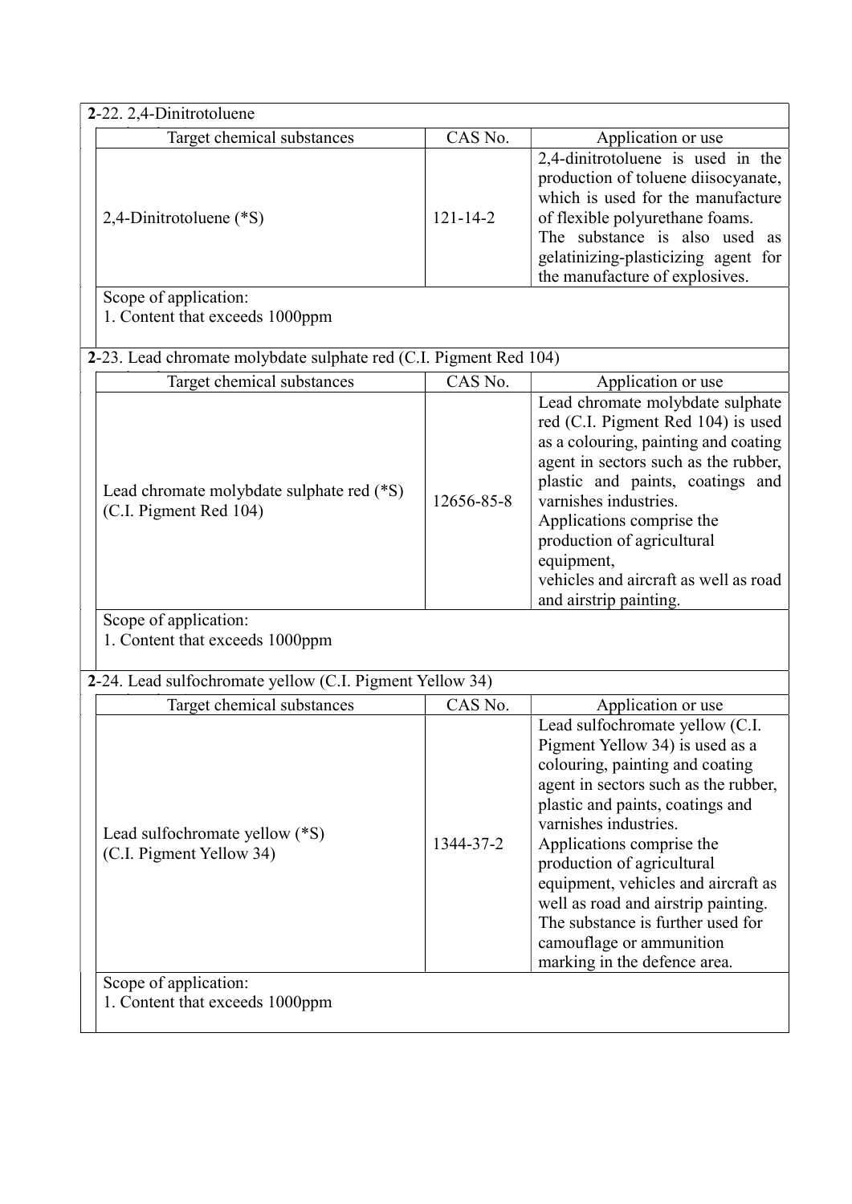**2**-22. 2,4-Dinitrotoluene

| Target chemical substances | CAS No. | Application or use |
|---|---|---|
| 2,4-Dinitrotoluene (*S) | 121-14-2 | 2,4-dinitrotoluene is used in the production of toluene diisocyanate, which is used for the manufacture of flexible polyurethane foams. The substance is also used as gelatinizing-plasticizing agent for the manufacture of explosives. |

Scope of application:
1. Content that exceeds 1000ppm

**2**-23. Lead chromate molybdate sulphate red (C.I. Pigment Red 104)

| Target chemical substances | CAS No. | Application or use |
|---|---|---|
| Lead chromate molybdate sulphate red (*S) (C.I. Pigment Red 104) | 12656-85-8 | Lead chromate molybdate sulphate red (C.I. Pigment Red 104) is used as a colouring, painting and coating agent in sectors such as the rubber, plastic and paints, coatings and varnishes industries. Applications comprise the production of agricultural equipment, vehicles and aircraft as well as road and airstrip painting. |

Scope of application:
1. Content that exceeds 1000ppm

**2**-24. Lead sulfochromate yellow (C.I. Pigment Yellow 34)

| Target chemical substances | CAS No. | Application or use |
|---|---|---|
| Lead sulfochromate yellow (*S) (C.I. Pigment Yellow 34) | 1344-37-2 | Lead sulfochromate yellow (C.I. Pigment Yellow 34) is used as a colouring, painting and coating agent in sectors such as the rubber, plastic and paints, coatings and varnishes industries. Applications comprise the production of agricultural equipment, vehicles and aircraft as well as road and airstrip painting. The substance is further used for camouflage or ammunition marking in the defence area. |

Scope of application:
1. Content that exceeds 1000ppm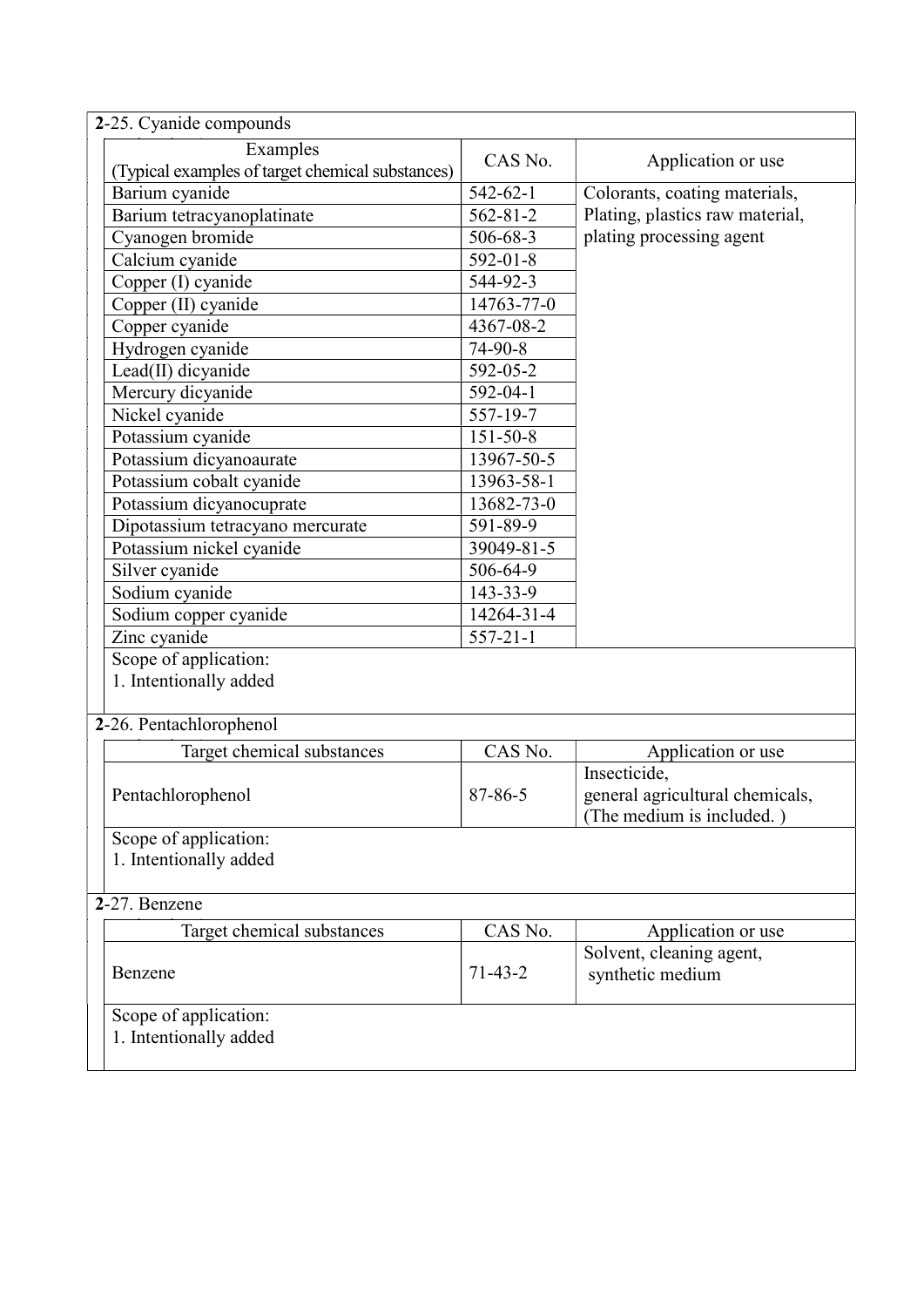**2**-25. Cyanide compounds

| Examples (Typical examples of target chemical substances) | CAS No. | Application or use |
|---|---|---|
| Barium cyanide | 542-62-1 | Colorants, coating materials, Plating, plastics raw material, plating processing agent |
| Barium tetracyanoplatinate | 562-81-2 | |
| Cyanogen bromide | 506-68-3 | |
| Calcium cyanide | 592-01-8 | |
| Copper (I) cyanide | 544-92-3 | |
| Copper (II) cyanide | 14763-77-0 | |
| Copper cyanide | 4367-08-2 | |
| Hydrogen cyanide | 74-90-8 | |
| Lead(II) dicyanide | 592-05-2 | |
| Mercury dicyanide | 592-04-1 | |
| Nickel cyanide | 557-19-7 | |
| Potassium cyanide | 151-50-8 | |
| Potassium dicyanoaurate | 13967-50-5 | |
| Potassium cobalt cyanide | 13963-58-1 | |
| Potassium dicyanocuprate | 13682-73-0 | |
| Dipotassium tetracyano mercurate | 591-89-9 | |
| Potassium nickel cyanide | 39049-81-5 | |
| Silver cyanide | 506-64-9 | |
| Sodium cyanide | 143-33-9 | |
| Sodium copper cyanide | 14264-31-4 | |
| Zinc cyanide | 557-21-1 | |

Scope of application:
1. Intentionally added

**2**-26. Pentachlorophenol

| Target chemical substances | CAS No. | Application or use |
|---|---|---|
| Pentachlorophenol | 87-86-5 | Insecticide, general agricultural chemicals, (The medium is included. ) |

Scope of application:
1. Intentionally added

**2**-27. Benzene

| Target chemical substances | CAS No. | Application or use |
|---|---|---|
| Benzene | 71-43-2 | Solvent, cleaning agent, synthetic medium |

Scope of application:
1. Intentionally added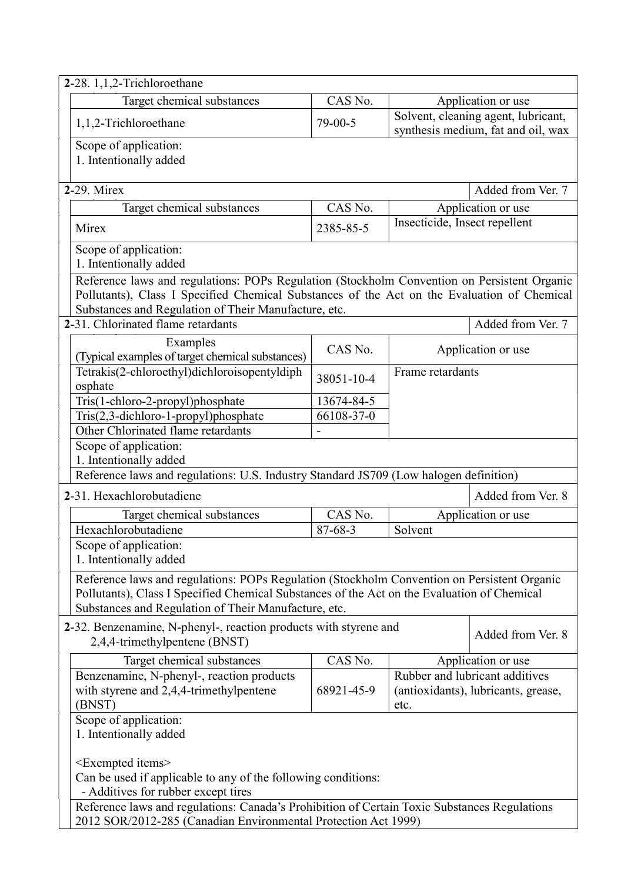**2-28. 1,1,2-Trichloroethane**

| Target chemical substances | CAS No. | Application or use |
|---|---|---|
| 1,1,2-Trichloroethane | 79-00-5 | Solvent, cleaning agent, lubricant, synthesis medium, fat and oil, wax |

Scope of application:
1. Intentionally added

**2-29. Mirex** — Added from Ver. 7

| Target chemical substances | CAS No. | Application or use |
|---|---|---|
| Mirex | 2385-85-5 | Insecticide, Insect repellent |

Scope of application:
1. Intentionally added

Reference laws and regulations: POPs Regulation (Stockholm Convention on Persistent Organic Pollutants), Class I Specified Chemical Substances of the Act on the Evaluation of Chemical Substances and Regulation of Their Manufacture, etc.

**2-31. Chlorinated flame retardants** — Added from Ver. 7

| Examples (Typical examples of target chemical substances) | CAS No. | Application or use |
|---|---|---|
| Tetrakis(2-chloroethyl)dichloroisopentyldiphosphate | 38051-10-4 | Frame retardants |
| Tris(1-chloro-2-propyl)phosphate | 13674-84-5 | |
| Tris(2,3-dichloro-1-propyl)phosphate | 66108-37-0 | |
| Other Chlorinated flame retardants | - | |

Scope of application:
1. Intentionally added

Reference laws and regulations: U.S. Industry Standard JS709 (Low halogen definition)

**2-31. Hexachlorobutadiene** — Added from Ver. 8

| Target chemical substances | CAS No. | Application or use |
|---|---|---|
| Hexachlorobutadiene | 87-68-3 | Solvent |

Scope of application:
1. Intentionally added

Reference laws and regulations: POPs Regulation (Stockholm Convention on Persistent Organic Pollutants), Class I Specified Chemical Substances of the Act on the Evaluation of Chemical Substances and Regulation of Their Manufacture, etc.

**2-32. Benzenamine, N-phenyl-, reaction products with styrene and 2,4,4-trimethylpentene (BNST)** — Added from Ver. 8

| Target chemical substances | CAS No. | Application or use |
|---|---|---|
| Benzenamine, N-phenyl-, reaction products with styrene and 2,4,4-trimethylpentene (BNST) | 68921-45-9 | Rubber and lubricant additives (antioxidants), lubricants, grease, etc. |

Scope of application:
1. Intentionally added

<Exempted items>
Can be used if applicable to any of the following conditions:
- Additives for rubber except tires

Reference laws and regulations: Canada's Prohibition of Certain Toxic Substances Regulations 2012 SOR/2012-285 (Canadian Environmental Protection Act 1999)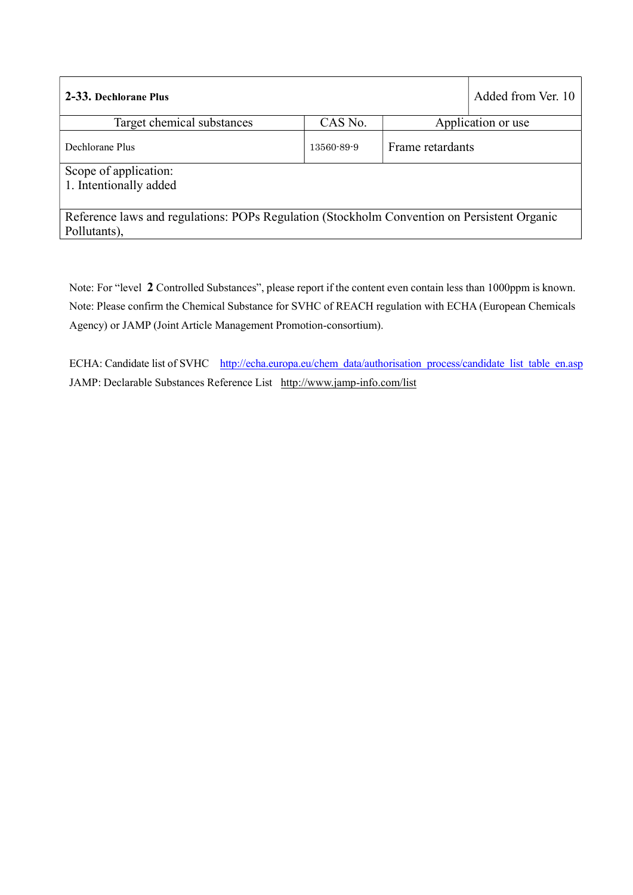| 2-33. **Dechlorane Plus** | | Added from Ver. 10 |
|---|---|---|
| Target chemical substances | CAS No. | Application or use |
| Dechlorane Plus | 13560-89-9 | Frame retardants |
| Scope of application:<br>1. Intentionally added | | |
| Reference laws and regulations: POPs Regulation (Stockholm Convention on Persistent Organic Pollutants), | | |

Note: For “level **2** Controlled Substances”, please report if the content even contain less than 1000ppm is known.

Note: Please confirm the Chemical Substance for SVHC of REACH regulation with ECHA (European Chemicals Agency) or JAMP (Joint Article Management Promotion-consortium).

ECHA: Candidate list of SVHC http://echa.europa.eu/chem_data/authorisation_process/candidate_list_table_en.asp

JAMP: Declarable Substances Reference List http://www.jamp-info.com/list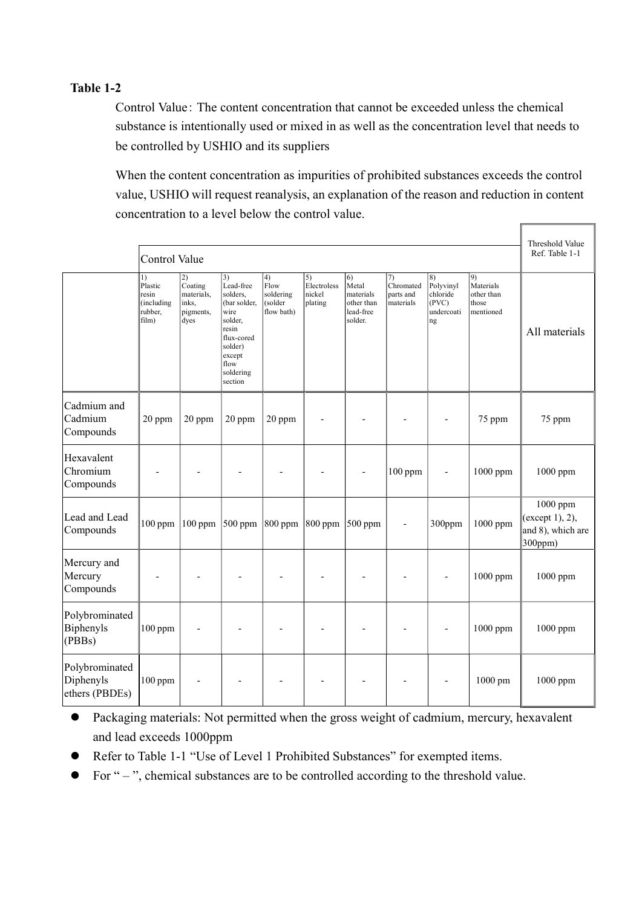**Table 1-2**

Control Value: The content concentration that cannot be exceeded unless the chemical substance is intentionally used or mixed in as well as the concentration level that needs to be controlled by USHIO and its suppliers

When the content concentration as impurities of prohibited substances exceeds the control value, USHIO will request reanalysis, an explanation of the reason and reduction in content concentration to a level below the control value.

| | Control Value | | | | | | | | | Threshold Value Ref. Table 1-1 |
|---|---|---|---|---|---|---|---|---|---|---|
| | 1) Plastic resin (including rubber, film) | 2) Coating materials, inks, pigments, dyes | 3) Lead-free solders, (bar solder, wire solder, resin flux-cored solder) except flow soldering section | 4) Flow soldering (solder flow bath) | 5) Electroless nickel plating | 6) Metal materials other than lead-free solder. | 7) Chromated parts and materials | 8) Polyvinyl chloride (PVC) undercoating | 9) Materials other than those mentioned | All materials |
| Cadmium and Cadmium Compounds | 20 ppm | 20 ppm | 20 ppm | 20 ppm | - | - | - | - | 75 ppm | 75 ppm |
| Hexavalent Chromium Compounds | - | - | - | - | - | - | 100 ppm | - | 1000 ppm | 1000 ppm |
| Lead and Lead Compounds | 100 ppm | 100 ppm | 500 ppm | 800 ppm | 800 ppm | 500 ppm | - | 300ppm | 1000 ppm | 1000 ppm (except 1), 2), and 8), which are 300ppm) |
| Mercury and Mercury Compounds | - | - | - | - | - | - | - | - | 1000 ppm | 1000 ppm |
| Polybrominated Biphenyls (PBBs) | 100 ppm | - | - | - | - | - | - | - | 1000 ppm | 1000 ppm |
| Polybrominated Diphenyls ethers (PBDEs) | 100 ppm | - | - | - | - | - | - | - | 1000 pm | 1000 ppm |

- Packaging materials: Not permitted when the gross weight of cadmium, mercury, hexavalent and lead exceeds 1000ppm
- Refer to Table 1-1 "Use of Level 1 Prohibited Substances" for exempted items.
- For " – ", chemical substances are to be controlled according to the threshold value.